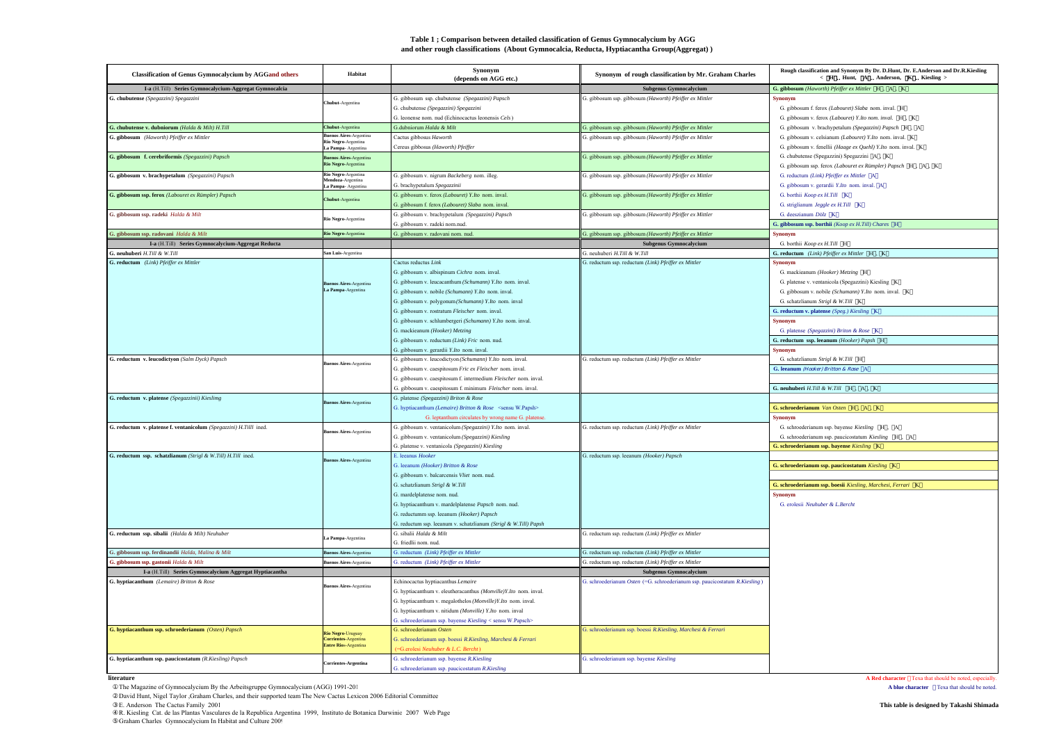## Table 1 ; Comparison between detailed classification of Genus Gymnocalycium by AGG and other rough classifications (About Gymnocalcia, Reducta, Hyptiacantha Group(Aggregat) )

| Classification of Genus Gymnocalycium by AGG and others | Habitat | Synonym (depends on AGG etc.) | Synonym of rough classification by Mr. Graham Charles | Rough classification and Synonym By Dr. D.Hunt, Dr. E.Anderson and Dr.R.Kiesling < H , Hunt, A , Anderson, K , Kiesling > |
|---|---|---|---|---|
| **I-a** (H.Till) **Series Gymnocalycium-Aggregat Gymnocalcia** | | | **Subgenus Gymnocalycium** | **G. gibbosum** *(Haworth) Pfeiffer ex Mittler* H, A, K |
| **G. chubutense** *(Spegazzini) Spegazzini* | Chubut-Argentina | G. gibbosum ssp. chubutense *(Spegazzini) Papsch* | G. gibbosum ssp. gibbosum *(Haworth) Pfeiffer ex Mittler* | **Synonym** |
| | | G. chubutense *(Spegazzini) Spegazzini* | | G. gibbosum f. ferox *(Labouret) Slaba* nom. inval. H |
| | | G. leonense nom. nud (Echinocactus leonensis *Cels*) | | G. gibbosum v. ferox *(Labouret) Y.Ito nom. inval.* H, K |
| **G. chubutense v. dubniorum** *(Halda & Milt) H.Till* | Chubut-Argentina | G.dubniorum *Halda & Milt* | G. gibbosum ssp. gibbosum *(Haworth) Pfeiffer ex Mittler* | G. gibbosum v. brachypetalum *(Spegazzini) Papsch* H, A |
| **G. gibbosum** *(Haworth) Pfeiffer ex Mittler* | Buenos Aires-Argentina Rio Negro-Argentina La Pampa- Argentina | Cactus gibbosus *Haworth* | G. gibbosum ssp. gibbosum *(Haworth) Pfeiffer ex Mittler* | G. gibbosum v. celsianum *(Labouret) Y.Ito* nom. inval. K |
| | | Cereus gibbosus *(Haworth) Pfeiffer* | | G. gibbosum v. fenellii *(Haage ex Quehl) Y.Ito* nom. inval. K |
| **G. gibbosum f. cerebriformis** *(Spegazzini) Papsch* | Buenos Aires-Argentina Rio Negro-Argentina | | G. gibbosum ssp. gibbosum *(Haworth) Pfeiffer ex Mittler* | G. chubutense (Spegazzini) Spegazzini A, K |
| | | | | G. gibbosum ssp. ferox *(Labouret ex Rümpler) Papsch* H, A, K |
| **G. gibbosum v. brachypetalum** *(Spegazzini) Papsch* | Rio Negro-Argentina Mendoza-Argentina La Pampa- Argentina | G. gibbosum v. nigrum *Backeberg* nom. illeg. | G. gibbosum ssp. gibbosum *(Haworth) Pfeiffer ex Mittler* | G. reductum *(Link) Pfeiffer ex Mittler* A |
| | | G. brachypetalum *Spegazzinii* | | G. gibbosum v. gerardii *Y.Ito* nom. inval. A |
| **G. gibbosum ssp. ferox** *(Labouret ex Rümpler) Papsch* | Chubut-Argentina | G. gibbosum v. ferox *(Labouret) Y.Ito* nom. inval. | G. gibbosum ssp. gibbosum *(Haworth) Pfeiffer ex Mittler* | G. borthii *Koop ex H.Till* K |
| | | G. gibbosum f. ferox *(Labouret) Slaba* nom. inval. | | G. striglianum *Jeggle ex H.Till* K |
| **G. gibbosum ssp. radeki** *Halda & Milt* | Rio Negro-Argentina | G. gibbosum v. brachypetalum *(Spegazzini) Papsch* | G. gibbosum ssp. gibbosum *(Haworth) Pfeiffer ex Mittler* | G. deeszianum *Dölz* K |
| | | G. gibbosum v. radeki nom.nud. | | **G. gibbosum ssp. borthii** *(Koop ex H.Till) Chares* H |
| **G. gibbosum ssp. radovani** *Halda & Milt* | Rio Negro-Argentina | G. gibbosum v. radovani nom. nud. | G. gibbosum ssp. gibbosum *(Haworth) Pfeiffer ex Mittler* | **Synonym** |
| **I-a** (H.Till) **Series Gymnocalycium-Aggregat Reducta** | | | **Subgenus Gymnocalycium** | G. borthii *Koop ex H.Till* H |
| **G. neuhuberi** *H.Till & W.Till* | San Luis-Argentina | | G. neuhuberi *H.Till & W.Till* | **G. reductum** *(Link) Pfeiffer ex Mittler* H, K |
| **G. reductum** *(Link) Pfeiffer ex Mittler* | Buenos Aires-Argentina La Pampa-Argentina | Cactus reductus *Link* | G. reductum ssp. reductum *(Link) Pfeiffer ex Mittler* | **Synonym** |
| | | G. gibbosum v. albispinum *Cichra* nom. inval. | | G. mackieanum *(Hooker) Metzing* H |
| | | G. gibbosum v. leucacanthum *(Schumann) Y.Ito* nom. inval. | | G. platense v. ventanicola (Spegazzini) Kiesling K |
| | | G. gibbosum v. nobile *(Schumann) Y.Ito* nom. inval. | | G. gibbosum v. nobile *(Schumann) Y.Ito* nom. inval. K |
| | | G. gibbosum v. polygonum *(Schumann) Y.Ito* nom. inval | | G. schatzlianum *Strigl & W.Till* K |
| | | G. gibbosum v. rostratum *Fleischer* nom. inval. | | **G. reductum v. platense** *(Speg.) Kiesling* K |
| | | G. gibbosum v. schlumbergeri *(Schumann) Y.Ito* nom. inval. | | **Synonym** |
| | | G. mackieanum *(Hooker) Metzing* | | G. platense *(Spegazzini) Briton & Rose* K |
| | | G. gibbosum v. reductum *(Link) Fric* nom. nud. | | **G. reductum ssp. leeanum** *(Hooker) Papsh* H |
| | | G. gibbosum v. gerardii *Y.Ito* nom. inval. | | **Synonym** |
| **G. reductum v. leucodictyon** *(Salm Dyck) Papsch* | Buenos Aires-Argentina | G. gibbosum v. leucodictyon *(Schumann) Y.Ito* nom. inval. | G. reductum ssp. reductum *(Link) Pfeiffer ex Mittler* | G. schatzlianum *Strigl & W.Till* H |
| | | G. gibbosum v. caespitosum *Fric ex Fleischer* nom. inval. | | **G. leeanum** *(Hooker) Britton & Rose* A |
| | | G. gibbosum v. caespitosum f. intermedium *Fleischer* nom. inval. | | |
| | | G. gibbosum v. caespitosum f. minimum *Fleischer* nom. inval. | | **G. neuhuberi** *H.Till & W.Till* H, A, K |
| **G. reductum v. platense** *(Spegazzinii) Kieslimg* | Buenos Aires-Argentina | G. platense *(Spegazzini) Britton & Rose* | | |
| | | G. hyptiacanthum *(Lemaire) Britton & Rose* <sensu W.Papsh> | | **G. schroederianum** *Van Osten* H, A, K |
| | | G. leptanthum circulates by wrong name G. platense. | | **Synonym** |
| **G. reductum v. platense f. ventanicolum** *(Spegazzini) H.Till* ined. | Buenos Aires-Argentina | G. gibbosum v. ventanicolum *(Spegazzini) Y.Ito* nom. inval. | G. reductum ssp. reductum *(Link) Pfeiffer ex Mittler* | G. schroederianum ssp. bayense *Kiesling* H, A |
| | | G. gibbosum v. ventanicolum *(Spegazzini) Kiesling* | | G. schroederianum ssp. paucicostatum *Kiesling* H, A |
| | | G. platense v. ventanicola *(Spegazzini) Kiesling* | | **G. schroederianum ssp. bayense** *Kiesling* K |
| **G. reductum ssp. schatzlianum** *(Strigl & W.Till) H.Till* ined. | Buenos Aires-Argentina | E. leeanus *Hooker* | G. reductum ssp. leeanum *(Hooker) Papsch* | |
| | | G. leeanum *(Hooker) Britton & Rose* | | **G. schroederianum ssp. paucicostatum** *Kiesling* K |
| | | G. gibbosum v. balcarcensis *Vliet* nom. nud. | | |
| | | G. schatzlianum *Strigl & W.Till* | | **G. schroederianum ssp. boesii** *Kiesling, Marchesi, Ferrari* K |
| | | G. mardelplatense nom. nud. | | **Synonym** |
| | | G. hyptiacanthum v. mardelplatense *Papsch* nom. nud. | | G. erolesii *Neuhuber & L.Bercht* |
| | | G. reductumm ssp. leeanum *(Hooker) Papsch* | | |
| | | G. reductum ssp. leeanum v. schatzlianum *(Strigl & W.Till) Papsch* | | |
| **G. reductum ssp. sibalii** *(Halda & Milt) Neuhuber* | La Pampa-Argentina | G. sibalii *Halda & Milt* | G. reductum ssp. reductum *(Link) Pfeiffer ex Mittler* | |
| | | G. friedlii nom. nud. | | |
| **G. gibbosum ssp. ferdinandii** *Halda, Malina & Milt* | Buenos Aires-Argentina | G. reductum *(Link) Pfeiffer ex Mittler* | G. reductum ssp. reductum *(Link) Pfeiffer ex Mittler* | |
| **G. gibbosum ssp. gastonii** *Halda & Milt* | Buenos Aires-Argentina | G. reductum *(Link) Pfeiffer ex Mittler* | G. reductum ssp. reductum *(Link) Pfeiffer ex Mittler* | |
| **I-a** (H.Till) **Series Gymnocalycium Aggregat Hyptiacantha** | | | **Subgenus Gymnocalycium** | |
| **G. hyptiacanthum** *(Lemaire) Britton & Rose* | Buenos Aires-Argentina | Echinocactus hyptiacanthus *Lemaire* | G. schroederianum *Osten* (=G. schroederianum ssp. paucicostatum *R.Kiesling*) | |
| | | G. hyptiacanthum v. eleutheracanthus *(Monville)Y.Ito* nom. inval. | | |
| | | G. hyptiacanthum v. megalothelos *(Monville)Y.Ito* nom. inval. | | |
| | | G. hyptiacanthum v. nitidum *(Monville) Y.Ito* nom. inval | | |
| | | G. schroederianum ssp. bayense *Kiesling* < sensu W.Papsch> | | |
| **G. hyptiacanthum ssp. schroederianum** *(Osten) Papsch* | Rio Negro-Uruguay Corrientes-Argentina Entre Rios-Argentina | G. schroederianum *Osten* | G. schroederianum ssp. boessi *R.Kiesling, Marchesi & Ferrari* | |
| | | G. schroederianum ssp. boessi *R.Kiesling, Marchesi & Ferrari* | | |
| | | (=G.erolesi *Neuhuber & L.C. Bercht*) | | |
| **G. hyptiacanthum ssp. paucicostatum** *(R.Kiesling) Papsch* | Corrientes-Argentina | G. schroederianum ssp. bayense *R.Kiesling* | G. schroederianum ssp bayense *Kiesling* | |
| | | G. schroederianum ssp. paucicostatum *R.Kiesling* | | |

**literature**

①The Magazine of Gymnocalycium By the Arbeitsgruppe Gymnocalycium (AGG) 1991-201

②David Hunt, Nigel Taylor ,Graham Charles, and their supported team The New Cactus Lexicon 2006 Editorial Committee

③E. Anderson The Cactus Family 2001

④R. Kiesling Cat. de las Plantas Vasculares de la Republica Argentina 1999, Instituto de Botanica Darwinio 2007 Web Page

⑤Graham Charles Gymnocalycium In Habitat and Culture 2009

**A Red character** Texa that should be noted, especially.

**A blue character** Texa that should be noted.

**This table is designed by Takashi Shimada**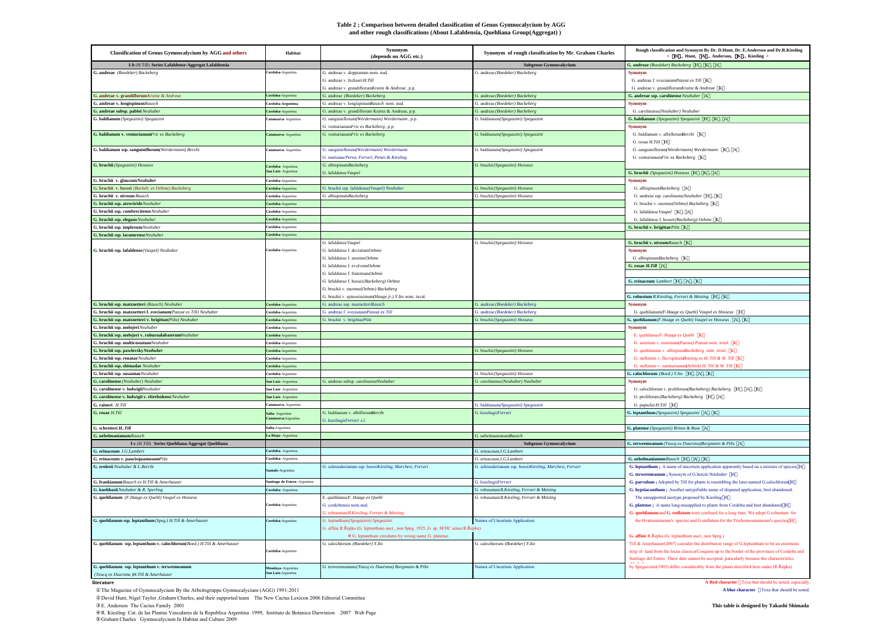**Table 2 ; Comparison between detailed classification of Genus Gymnocalycium by AGG and other rough classifications (About Lafaldensia, Quehliana Group(Aggregat) )**

| Classification of Genus Gymnocalycium by AGG and others | Habitat | Synonym (depends on AGG etc.) | Synonym of rough classification by Mr. Graham Charles | Rough classification and Synonym By Dr. D.Hunt, Dr. E.Anderson and Dr.R.Kiesling <【H】, Hunt, 【A】, Anderson, 【K】, Kiesling > |
|---|---|---|---|---|
| **I-b** (H.Till) **Series Lafaldense-Aggregat Lafaldensia** | | | **Subgenus Gymnocalycium** | **G. andreae** *(Boedeker) Backeberg* 【H】,【K】,【A】 |
| **G. andreae** *(Boedeker) Backeberg* | Cordoba-Argentina | G. andreae v. doppianum nom. nud. | G. andreae *(Boedeker) Backeberg* | Synonym |
| | | G. andreae v. fechseri *H.Till* | | G. andreae f. svecianum *Pazout ex Till* 【K】 |
| | | G. andreae v. grandiflorum *Krainz & Andreae* , p.p. | | G. andreae v. grandiflorum *Krainz & Andreae* 【K】 |
| **G. andreae v. grandiflorum** *Krainz & Andreae* | Cordoba-Argentina | G. andreae *(Boedeker) Backeberg* | G. andreae *(Boedeker) Backeberg* | **G. andreae ssp. carolinense** *Neuhuber* 【A】 |
| **G. andreae v. longispinum** *Rausch* | Cordoba-Argentina | G. andreae v. longispinum *Rausch* nom. nud. | G. andreae *(Boedeker) Backeberg* | Synonym |
| **G. andreae subsp. pabloi** *Neuhuber* | Cordoba-Argentina | G. andreae v. grandiflorum Krainz & Andreae, p.p. | G. andreae *(Boedeker) Backeberg* | G. carolinense *(Neuhuber) Neuhuber* |
| **G. baldianum** *(Spegazzini) Spegazzini* | Catamarca- Argentina | G. sanguiniflorum *(Werdermann) Werdermann* , p.p. | G. baldianum *(Spegazzini) Spegazzini* | **G. baldianum** *(Spegazzini) Spegazzini* 【H】,【K】,【A】 |
| | | G. venturianum *Fric ex Backeberg* , p.p. | | Synonym |
| **G. baldianum v. venturianum** *Fric ex Backeberg* | Catamarca- Argentina | G. venturianum *Fric ex Backeberg* | G. baldianum *(Spegazzini) Spegazzini* | G. baldianum v. albiflorum *Bercht* 【K】 |
| | | | | G. rosae *H.Till* 【H】 |
| **G. baldianum ssp. sanguiniflorum** *(Werdermann) Bercht* | Catamarca- Argentina | G. sanguiniflorum *(Werdermann) Werdermann* | G. baldianum *(Spegazzini) Spegazzini* | G. sanguiniflorum *(Werdermann) Werdermann* 【K】,【A】 |
| | | G. marianae *Perea, Ferrari, Penas & Kiesling* | | G. venturianum *Fric ex Backeberg* 【K】 |
| **G. bruchii** *(Spegazzini) Hosseus* | Cordoba- Argentina San Luis- Argentina | G. albispinum *Backeberg* | G. bruchii *(Spegazzini) Hosseus* | |
| | | G. lafaldense *Vaupel* | | **G. bruchii** *(Spegazzini) Hosseus* 【H】,【K】,【A】 |
| **G. bruchii v. glaucum** *Neuhuber* | Cordoba-Argentina | | | Synonym |
| **G. bruchii v. hossei** *(Backeb. ex Oehme) Backeberg* | Cordoba-Argentina | G. bruchii ssp. lafaldense *(Vaupel) Neuhuber* | G. bruchii *(Spegazzini) Hosseus* | G. albispinum *Backeberg* 【A】 |
| **G. bruchii v. niveum** *Rausch* | Cordoba-Argentina | G. albispinum *Backeberg* | G. bruchii *(Spegazzini) Hosseus* | G. andreae ssp. carolinense *Neuhuber* 【H】,【K】 |
| **G. bruchii ssp. atroviride** *Neuhuber* | Cordoba-Argentina | | | G. bruchii v. enorme *(Oehme) Backeberg* 【K】 |
| **G. bruchii ssp. cumbrecitense** *Neuhuber* | Cordoba-Argentina | | | G. lafaldense *Vaupel* 【K】,【A】 |
| **G. bruchii ssp. elegans** *Neuhuber* | Cordoba-Argentina | | | G. lafaldense f. hossei *(Backeberg) Oehme* 【K】 |
| **G. bruchii ssp. implexum** *Neuhuber* | Cordoba-Argentina | | | **G. bruchii v. brigittae** *Piltz* 【K】 |
| **G. bruchii ssp. lacumrense** *Neuhuber* | Cordoba-Argentina | | | |
| **G. bruchii ssp. lafaldense** *(Vaupel) Neuhuber* | Cordoba-Argentina | G. lafaldense *Vaupel* | G. bruchii *(Spegazzini) Hosseus* | **G. bruchii v. niveum** *Rausch* 【K】 |
| | | G. lafaldense f. deviatum *Oehme* | | Synonym |
| | | G. lafaldense f. enorme *Oehme* | | G. albispinum *Backeberg* 【K】 |
| | | G. lafaldense f. evolvens *Oehme* | | **G. rosae** *H.Till* 【A】 |
| | | G. lafaldense f. fraternum *Oehme* | | |
| | | G. lafaldense f. hossei *(Backeberg) Oehme* | | **G. erinaceum** *Lambert* 【H】,【A】,【K】 |
| | | G. bruchii v. enorme *(Oehme) Backeberg* | | |
| | | G. bruchii v. spinosissimum *(Haage jr.) Y.Ito* nom. inval. | | **G. robustum** *R.Kiesling, Ferrari & Metzing* 【H】,【K】 |
| **G. bruchii ssp. matznetteri** *(Rausch) Neuhuber* | Cordoba-Argentina | G. andreae ssp. maznetteri *Rausch* | G. andreae *(Boedeker) Backeberg* | Synonym |
| **G. bruchii ssp. matznetteri f. svecianum** *(Pazout ex Till) Neuhuber* | Cordoba-Argentina | G. andreae f. svecianum *Pazout ex Till* | G. andreae *(Boedeker) Backeberg* | G. quehlianum *(F.Haage ex Quehl) Vaupel ex Hosseus* 【H】 |
| **G. bruchii ssp. matznetteri v. brigittae** *(Piltz) Neuhuber* | Cordoba-Argentina | G. bruchii v. brigittae *Piltz* | G. bruchii *(Spegazzini) Hosseus* | **G. quehlianum** *(F.Haage ex Quehl) Vaupel ex Hosseus* 【A】,【K】 |
| **G. bruchii ssp. melojeri** *Neuhuber* | Cordoba-Argentina | | | Synonym |
| **G. bruchii ssp. melojeri v. ruburoalabastrum** *Neuhuber* | Cordoba-Argentina | | | E. quehlianus *F. Haage ex Quehl* 【K】 |
| **G. bruchii ssp. multicostatum** *Neuhuber* | Cordoba-Argentina | | | G. asterium v. minimum *(Pazout) Pazout nom. inval.* 【K】 |
| **G. bruchii ssp. pawlovsky** *Neuhuber* | Cordoba-Argentina | | G. bruchii *(Spegazzini) Hosseus* | G. quehlianum v. albispinum *Backeberg nom. inval.* 【K】 |
| **G. bruchii ssp. renatae** *Neuhuber* | Cordoba-Argentina | | | G. stellatum v. flavispinum *Bozsing ex H. Till & W. Till* 【K】 |
| **G. bruchii ssp. shimadae** *Neuhuber* | Cordoba-Argentina | | | G. stellatum v. zantnerianum *(Schick) H. Till & W. Till* 【K】 |
| **G. bruchii ssp. susannae** *Neuhuber* | Cordoba-Argentina | | G. bruchii *(Spegazzini) Hosseus* | **G. calochlorum** *(Boed.) Y.Ito* 【H】,【A】,【K】 |
| **G. carolinense** *(Neuhuber) Neuhuber* | San Luis- Argentina | G. andreae subsp. carolinense *Neuhuber* | G. carolinense *(Neuhuber) Neuhuber* | Synonym |
| **G. carolinense v. ludwigii** *Neuhuber* | San Luis- Argentina | | | G. calochlorum v. proliferum *(Backeberg) Backeberg* 【H】,【A】,【K】 |
| **G. carolinense v. ludwigii v. eltrebolense** *Neuhuber* | San Luis- Argentina | | | G. proliferum *(Backeberg) Backeberg* 【H】,【A】 |
| **G. raineri** *H.Till* | Catamarca- Argentina | | G. baldianum *(Spegazzini) Spegazzini* | G. papschii *H.Till* 【H】 |
| **G. rosae** *H.Till* | Salta- Argentina Catamarca-Argentina | G. baldianum v. albiflorum *Bercht* | G. kieslingii *Ferrari* | **G. leptanthum** *(Spegazzini) Spegazzini* 【A】,【K】 |
| | | G. kieslingii *Ferrari* s.l. | | |
| **G. schreiteri** *H..Till* | Salta-Argentina | | | **G. platense** *(Spegazzini) Briton & Rose* 【A】 |
| **G. uebelmanianum** *Rausch* | La Rioja- Argentina | | G. uebelmanianum *Rausch* | |
| **I-c** (H.Till) **Series Quehliana-Aggregat Quehliana** | | | **Subgenus Gymnocalycium** | **G. terweemeanum** *(Teucq ex Duursma)Borgmann & Piltz* 【A】 |
| **G. erinaceum** *J.G.Lambert* | Cordoba- Argentina | | G. erinaceum *J.G.Lambert* | |
| **G. erinaceum v. paucisquamosum** *Piltz* | Cordoba- Argentina | | G. erinaceum *J.G.Lambert* | **G. uebelmanianum** *Rausch* 【H】,【A】,【K】 |
| **G. erolesii** *Neuhuber & L.Bercht* | Santafe-Argentina | G. schroederianum ssp. boesii *Kiesling, Marchesi, Ferrari* | G. schroederianum ssp. boesii *Kiesling, Marchesi, Ferrari* | **G. leptanthum ;** A name of uncertain application apparently based on a mixture of species【H】 |
| | | | | **G. terweemeanum ;** Synonym of G.berctii *Neuhuber* 【H】 |
| **G. frankianum** *Rausch ex H.Till & Amerhauser* | Santiago de Estero- Argentina | | G. kieslingii *Ferrari* | **G. parvulum ;** Adopted by Till for plants is resembling the later-named G.calochlorum【H】 |
| **G. kuehhasii** *Neuhuber & R. Sperling* | Cordoba-Argentina | | G. robustum *R.Kiesling, Ferrari & Metzing* | **G. hyptiacanthum ;** Another untypifiable name of disputed application, best abandoned. |
| **G. quehlianum** *(F.Haage ex Quehl) Vaupel ex Hosseus* | Cordoba-Argentina | E. quehlianus *F. Haage ex Quehl* | G. robustum *R.Kiesling, Ferrari & Metzing* | The unsupported neotype proposed by Kiesling【H】 |
| | | G. cordobensis nom.nud. | | **G. platense ;** A name long-misapplied to plants from Cordoba and best abandoned【H】 |
| | | G. robustum *R.Kiesling, Ferrari & Metzing* | | **G. quehlianum** and **G. stellatum** were confused for a long time. We adopt G.robustum for |
| **G. quehlianum ssp. leptanthum** *(Speg.) H.Till & Amerhauser* | Cordoba-Argentina | G. leptanthum *(Spegazzini) Spegazzini* | Names of Uncertain Application | the Ovatisemineum's species and G.stellatum for the Trichomosemineum's species【H】 |
| | | G. affine R.Řepka (G. leptanthum auct., non Speg. 1925 ,G. sp. SFDC sensu R.Řepka) | | |
| | | ※G. leptanthum circulates by wrong name G. platense. | | **G. affine** R.Řepka (G. leptanthum auct., non Speg.) |
| **G. quehlianum ssp. leptanthum v. calochlorum** *(Boed.) H.Till & Amerhauser* | Cordoba-Argentina | G. calochlorum *(Boedeker) Y.Ito* | G. calochlorum *(Boedeker) Y.Ito* | Till & Amerhauser(2007) consider the distribution range of G.leptanthum to be an enormous strip of land from the locus classics(Cosquin) up to the border of the provinces of Cordoba and Santiago del Estero. There date cannot be accepted, paticularly because the characteristics |
| **G. quehlianum ssp. leptanthum v. terweemeanum** *(Teucq ex Duursma )H.Till & Amerhauser* | Mendoza- Argentina San Luis-Argentina | G. terweemeanum *(Teucq ex Duursma) Borgmann & Piltz* | Names of Uncertain Application | by Spegazzinii(1905) differ considerably from the plants described here under.(R.Řepka) |

**literature**

① The Magazine of Gymnocalycium By the Arbeitsgruppe Gymnocalycium (AGG) 1991-2011

② David Hunt, Nigel Taylor ,Graham Charles, and their supported team The New Cactus Lexicon 2006 Editorial Committee

③ E. Anderson The Cactus Family 2001

④ R. Kiesling Cat. de las Plantas Vasculares de la Republica Argentina 1999, Instituto de Botanica Darwinion 2007 Web Page

⑤ Graham Charles Gymnocalycium In Habitat and Culture 2009

A Red character ；Texa that should be noted, especially.

A blue character ；Texa that should be noted.

This table is designed by Takashi Shimada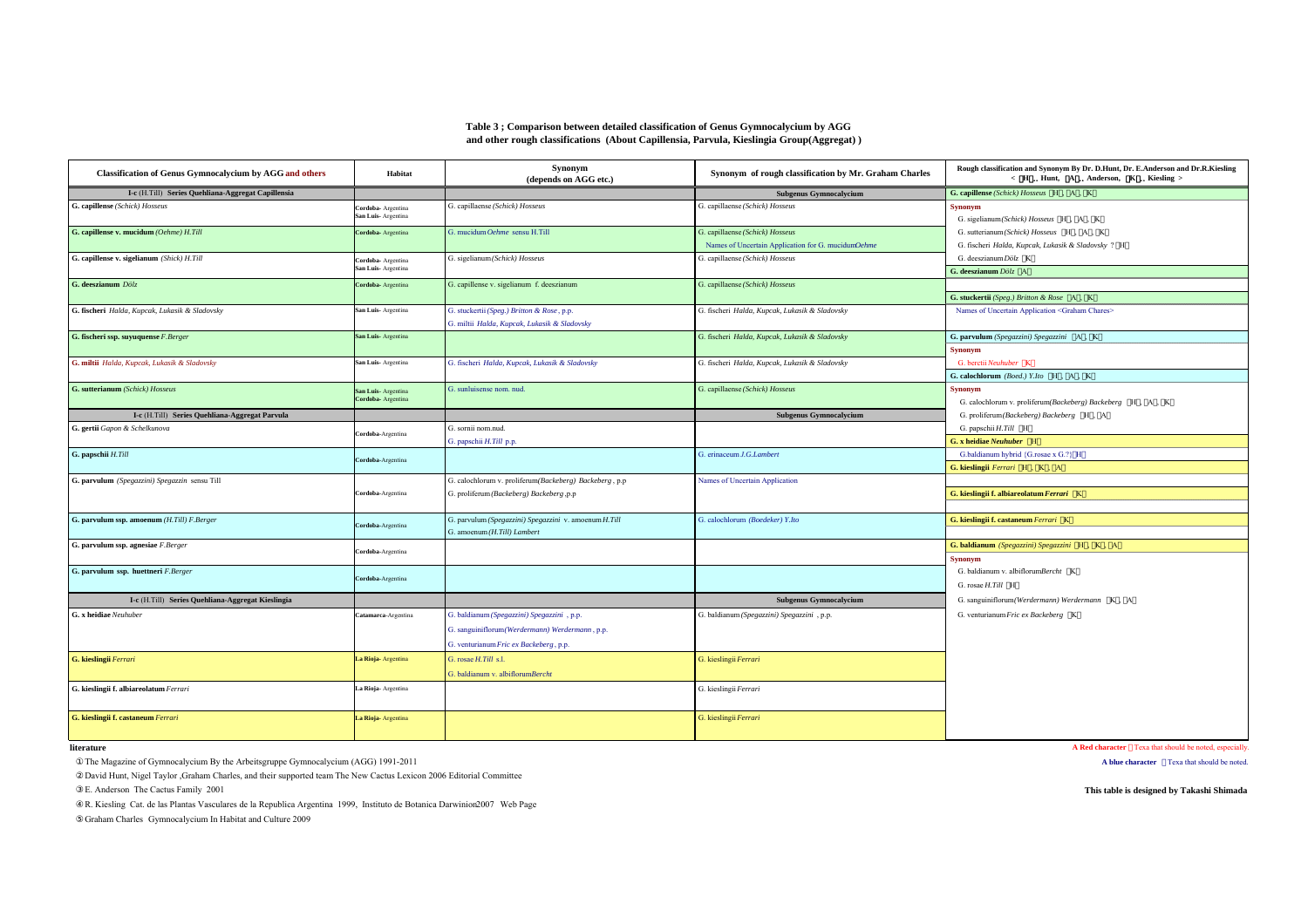**Table 3 ; Comparison between detailed classification of Genus Gymnocalycium by AGG and other rough classifications (About Capillensia, Parvula, Kieslingia Group(Aggregat) )**

| Classification of Genus Gymnocalycium by AGG and others | Habitat | Synonym (depends on AGG etc.) | Synonym of rough classification by Mr. Graham Charles |
|---|---|---|---|
| **I-c** (H.Till) **Series Quehliana-Aggregat Capillensia** | | | **Subgenus Gymnocalycium** |
| **G. capillense** *(Schick) Hosseus* | **Cordoba**- Argentina<br>**San Luis**- Argentina | G. capillaense *(Schick) Hosseus* | G. capillaense *(Schick) Hosseus* |
| **G. capillense v. mucidum** *(Oehme) H.Till* | **Cordoba**- Argentina | G. mucidum *Oehme* sensu H.Till | G. capillaense *(Schick) Hosseus*<br>Names of Uncertain Application for G. mucidum *Oehme* |
| **G. capillense v. sigelianum** *(Shick) H.Till* | **Cordoba**- Argentina<br>**San Luis**- Argentina | G. sigelianum *(Schick) Hosseus* | G. capillaense *(Schick) Hosseus* |
| **G. deeszianum** *Dölz* | **Cordoba**- Argentina | G. capillense v. sigelianum f. deeszianum | G. capillaense *(Schick) Hosseus* |
| **G. fischeri** *Halda, Kupcak, Lukasik & Sladovsky* | **San Luis**- Argentina | G. stuckertii *(Speg.) Britton & Rose*, p.p.<br>G. miltii *Halda, Kupcak, Lukasik & Sladovsky* | G. fischeri *Halda, Kupcak, Lukasik & Sladovsky* |
| **G. fischeri ssp. suyuquense** *F.Berger* | **San Luis**- Argentina | | G. fischeri *Halda, Kupcak, Lukasik & Sladovsky* |
| **G. miltii** *Halda, Kupcak, Lukasik & Sladovsky* | **San Luis**- Argentina | G. fischeri *Halda, Kupcak, Lukasik & Sladovsky* | G. fischeri *Halda, Kupcak, Lukasik & Sladovsky* |
| **G. sutterianum** *(Schick) Hosseus* | **San Luis**- Argentina<br>**Cordoba**- Argentina | G. sunluisense nom. nud. | G. capillaense *(Schick) Hosseus* |
| **I-c** (H.Till) **Series Quehliana-Aggregat Parvula** | | | **Subgenus Gymnocalycium** |
| **G. gertii** *Gapon & Schelkunova* | **Cordoba**-Argentina | G. sornii nom.nud.<br>G. papschii *H.Till* p.p. | |
| **G. papschii** *H.Till* | **Cordoba**-Argentina | | G. erinaceum *J.G.Lambert* |
| **G. parvulum** *(Spegazzini) Spegazzin* sensu Till | **Cordoba**-Argentina | G. calochlorum v. proliferum*(Backeberg) Backeberg* , p.p<br>G. proliferum *(Backeberg) Backeberg* ,p.p | Names of Uncertain Application |
| **G. parvulum ssp. amoenum** *(H.Till) F.Berger* | **Cordoba**-Argentina | G. parvulum *(Spegazzini) Spegazzini* v. amoenum *H.Till*<br>G. amoenum *(H.Till) Lambert* | G. calochlorum *(Boedeker) Y.Ito* |
| **G. parvulum ssp. agnesiae** *F.Berger* | **Cordoba**-Argentina | | |
| **G. parvulum ssp. huettneri** *F.Berger* | **Cordoba**-Argentina | | |
| **I-c** (H.Till) **Series Quehliana-Aggregat Kieslingia** | | | **Subgenus Gymnocalycium** |
| **G. x heidiae** *Neuhuber* | **Catamarca**-Argentina | G. baldianum *(Spegazzini) Spegazzini* , p.p.<br>G. sanguiniflorum *(Werdermann) Werdermann* , p.p.<br>G. venturianum *Fric ex Backeberg* , p.p. | G. baldianum *(Spegazzini) Spegazzini* , p.p. |
| **G. kieslingii** *Ferrari* | **La Rioja**- Argentina | G. rosae *H.Till* s.l.<br>G. baldianum v. albiflorum *Bercht* | G. kieslingii *Ferrari* |
| **G. kieslingii f. albiareolatum** *Ferrari* | **La Rioja**- Argentina | | G. kieslingii *Ferrari* |
| **G. kieslingii f. castaneum** *Ferrari* | **La Rioja**- Argentina | | G. kieslingii *Ferrari* |

| Rough classification and Synonym By Dr. D.Hunt, Dr. E.Anderson and Dr.R.Kiesling < 【H】. Hunt, 【A】. Anderson, 【K】. Kiesling > |
|---|
| **G. capillense** *(Schick) Hosseus* 【H】, 【A】, 【K】 |
| **Synonym** |
| G. sigelianum *(Schick) Hosseus* 【H】, 【A】, 【K】 |
| G. sutterianum *(Schick) Hosseus* 【H】, 【A】, 【K】 |
| G. fischeri *Halda, Kupcak, Lukasik & Sladovsky* ? 【H】 |
| G. deeszianum *Dölz* 【K】 |
| **G. deeszianum** *Dölz* 【A】 |
| **G. stuckertii** *(Speg.) Britton & Rose* 【A】, 【K】 |
| Names of Uncertain Application <Graham Chares> |
| **G. parvulum** *(Spegazzini) Spegazzini* 【A】, 【K】 |
| **Synonym** |
| G. berctii *Neuhuber* 【K】 |
| **G. calochlorum** *(Boed.) Y.Ito* 【H】, 【A】, 【K】 |
| **Synonym** |
| G. calochlorum v. proliferum*(Backeberg) Backeberg* 【H】, 【A】, 【K】 |
| G. proliferum *(Backeberg) Backeberg* 【H】, 【A】 |
| G. papschii *H.Till* 【H】 |
| **G. x heidiae** ***Neuhuber*** 【H】 |
| G.baldianum hybrid (G.rosae x G.?)【H】 |
| **G. kieslingii** *Ferrari* 【H】, 【K】, 【A】 |
| **G. kieslingii f. albiareolatum** ***Ferrari*** 【K】 |
| **G. kieslingii f. castaneum** *Ferrari* 【K】 |
| **G. baldianum** *(Spegazzini) Spegazzini* 【H】, 【K】, 【A】 |
| **Synonym** |
| G. baldianum v. albiflorum *Bercht* 【K】 |
| G. rosae *H.Till* 【H】 |
| G. sanguiniflorum *(Werdermann) Werdermann* 【K】, 【A】 |
| G. venturianum *Fric ex Backeberg* 【K】 |

**literature**

① The Magazine of Gymnocalycium By the Arbeitsgruppe Gymnocalycium (AGG) 1991-2011

② David Hunt, Nigel Taylor ,Graham Charles, and their supported team The New Cactus Lexicon 2006 Editorial Committee

③ E. Anderson The Cactus Family 2001

④ R. Kiesling Cat. de las Plantas Vasculares de la Republica Argentina 1999, Instituto de Botanica Darwinion2007 Web Page

⑤ Graham Charles Gymnocalycium In Habitat and Culture 2009

**A Red character** ：Texa that should be noted, especially.

**A blue character** ：Texa that should be noted.

**This table is designed by Takashi Shimada**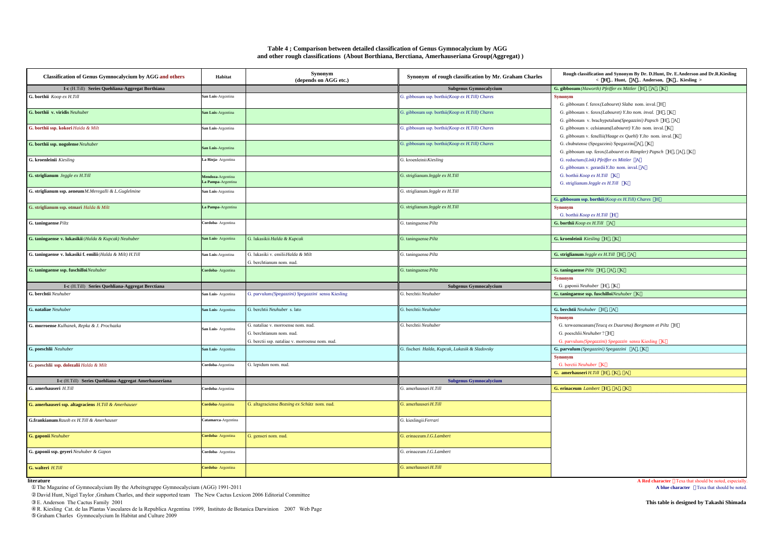**Table 4 ; Comparison between detailed classification of Genus Gymnocalycium by AGG and other rough classifications (About Borthiana, Berctiana, Amerhauseriana Group(Aggregat) )**

| Classification of Genus Gymnocalycium by AGG and others | Habitat | Synonym (depends on AGG etc.) | Synonym of rough classification by Mr. Graham Charles | Rough classification and Synonym By Dr. D.Hunt, Dr. E.Anderson and Dr.R.Kiesling < H .. Hunt, A .. Anderson, K .. Kiesling > |
|---|---|---|---|---|
| **I-c** (H.Till) **Series Quehliana-Aggregat Borthiana** | | | **Subgenus Gymnocalycium** | **G. gibbosum** *(Haworth) Pfeiffer ex Mittler* H, A, K |
| **G. borthii** *Koop ex H.Till* | **San Luis**-Argentina | | G. gibbosum ssp. borthii*(Koop ex H.Till) Chares* | **Synonym**<br>G. gibbosum f. ferox*(Labouret) Slaba* nom. inval. H<br>G. gibbosum v. ferox*(Labouret) Y.Ito nom. inval.* H, K |
| **G. borthii v. viridis** *Neuhuber* | **San Luis**-Argentina | | G. gibbosum ssp. borthii*(Koop ex H.Till) Chares* | G. gibbosum v. brachypetalum*(Spegazzini) Papsch* H, A<br>G. gibbosum v. celsianum*(Labouret) Y.Ito* nom. inval. K |
| **G. borthii ssp. kokori** *Halda & Milt* | **San Luis**-Argentina | | G. gibbosum ssp. borthii*(Koop ex H.Till) Chares* | G. gibbosum v. fenellii*(Haage ex Quehl) Y.Ito* nom. inval. K<br>G. chubutense (Spegazzini) Spegazzini A, K |
| **G. borthii ssp. nogolense** *Neuhuber* | **San Luis**-Argentina | | G. gibbosum ssp. borthii*(Koop ex H.Till) Chares* | G. gibbosum ssp. ferox*(Labouret ex Rümpler) Papsch* H, A, K<br>G. reductum*(Link) Pfeiffer ex Mittler* A |
| **G. kroenleinii** *Kiesling* | **La Rioja**- Argentina | | G. kroenleinii *Kiesling* | G. gibbosum v. gerardii *Y.Ito* nom. inval. A<br>G. borthii *Koop ex H.Till* K |
| **G. striglianum** *Jeggle ex H.Till* | **Mendoza**-Argentina<br>**La Pampa**-Argentina | | G. striglianum *Jeggle ex H.Till* | G. striglianum *Jeggle ex H.Till* K |
| **G. striglianum ssp. aeneum** *M.Meregalli & L.Guglelmine* | **San Luis**-Argentina | | G. striglianum *Jeggle ex H.Till* | **G. gibbosum ssp. borthii** *(Koop ex H.Till) Chares* H |
| **G. striglianum ssp. otmari** *Halda & Milt* | **La Pampa**-Argentina | | G. striglianum *Jeggle ex H.Till* | **Synonym**<br>G. borthii *Koop ex H.Till* H |
| **G. taningaense** *Piltz* | **Cordoba**- Argentina | | G. taningaense *Piltz* | **G. borthii** *Koop ex H.Till* A |
| **G. taningaense v. lukasikii** (*Halda & Kupcak) Neuhuber* | **San Luis**- Argentina | G. lukasikii *Halda & Kupcak* | G. taningaense *Piltz* | **G. kroenleinii** *Kiesling* H, K |
| **G. taningaense v. lukasiki f. emilii** (*Halda & Milt) H.Till* | **San Luis**-Argentina | G. lukasiki v. emilii *Halda & Milt*<br>G. berchtianum nom. nud. | G. taningaense *Piltz* | **G. striglianum** *Jeggle ex H.Till* H, A |
| **G. taningaense ssp. fuschilloi** *Neuhuber* | **Cordoba**- Argentina | | G. taningaense *Piltz* | **G. taningaense** *Piltz* H, A, K<br>**Synonym** |
| **I-c** (H.Till) **Series Quehliana-Aggregat Berctiana** | | | **Subgenus Gymnocalycium** | G. gaponii *Neuhuber* H, K |
| **G. berchtii** *Neuhuber* | **San Luis**- Argentina | G. parvulum *(Spegazzini) Spegazzini* sensu Kiesling | G. berchtii *Neuhuber* | **G. taningaense ssp. fuschilloi** *Neuhuber* K |
| **G. nataliae** *Neuhuber* | **San Luis**- Argentina | G. berchtii *Neuhuber* s. lato | G. berchtii *Neuhuber* | **G. berchtii** *Neuhuber* H, A<br>**Synonym** |
| **G. morroense** *Kulhanek, Repka & J. Prochazka* | **San Luis**- Argentina | G. nataliae v. morroense nom. nud.<br>G. berchtianum nom. nud.<br>G. berctii ssp. nataliae v. morroense nom. nud. | G. berchtii *Neuhuber* | G. terweemeanum*(Teucq ex Duursma) Borgmann et Piltz* H<br>G. poeschlii *Neuhuber* ? H<br>G. parvulum *(Spegazzini) Spegazzin* sensu Kiesling K |
| **G. poeschlii** *Neuhuber* | **San Luis**- Argentina | | G. fischeri *Halda, Kupcak, Lukasik & Sladovsky* | **G. parvulum** *(Spegazzini) Spegazzini* A, K<br>**Synonym** |
| **G. poeschlii ssp. dolezalii** *Halda & Milt* | **Cordoba**-Argentina | G. lepidum nom. nud. | | G. bercti *Neuhuber* K<br>**G. amerhauseri** *H.Till* H, K, A |
| **I-c** (H.Till) **Series Quehliana-Aggregat Amerhauseriana** | | | **Subgenus Gymnocalycium** | |
| **G. amerhauseri** *H.Till* | **Cordoba**-Argentina | | G. amerhauseri *H.Till* | **G. erinaceum** *Lambert* H, A, K |
| **G. amerhauseri ssp. altagraciens** *H.Till & Amerhauser* | **Cordoba**-Argentina | G. altagraciense *Bozsing ex Schütz* nom. nud. | G. amerhauseri *H.Till* | |
| **G.frankianum** *Raush ex H.Till & Amerhauser* | **Catamarca**-Argentina | | G. kieslingii *Ferrari* | |
| **G. gaponii** *Neuhuber* | **Cordoba**- Argentina | G. genseri nom. nud. | G. erinaceum *J.G.Lambert* | |
| **G. gaponii ssp. geyeri** *Neuhuber & Gapon* | **Cordoba**- Argentina | | G. erinaceum *J.G.Lambert* | |
| **G. walteri** *H.Till* | **Cordoba**- Argentina | | G. amerhauseri *H.Till* | |

**literature**

① The Magazine of Gymnocalycium By the Arbeitsgruppe Gymnocalycium (AGG) 1991-2011
② David Hunt, Nigel Taylor ,Graham Charles, and their supported team The New Cactus Lexicon 2006 Editorial Committee
③ E. Anderson The Cactus Family 2001
④ R. Kiesling Cat. de las Plantas Vasculares de la Republica Argentina 1999, Instituto de Botanica Darwinion 2007 Web Page
⑤ Graham Charles Gymnocalycium In Habitat and Culture 2009

**A Red character** Texa that should be noted, especially.
**A blue character** Texa that should be noted.

**This table is designed by Takashi Shimada**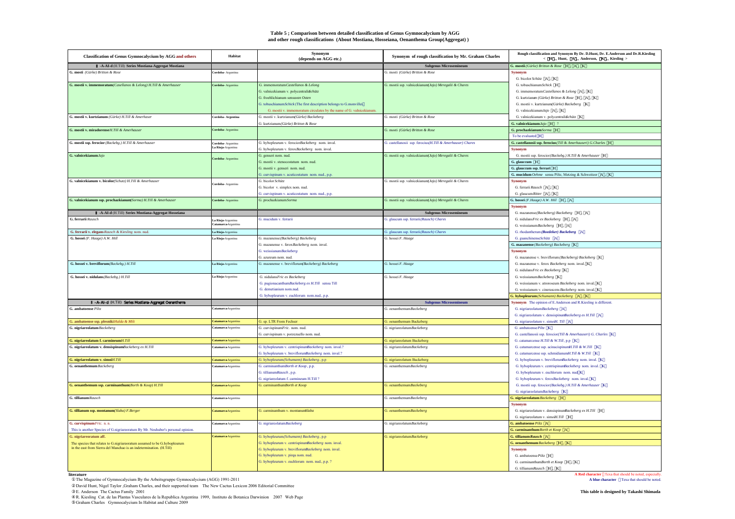**Table 5 ; Comparison between detailed classification of Genus Gymnocalycium by AGG and other rough classifications (About Mostiana, Hosseiana, Oenanthema Group(Aggregat) )**

| Classification of Genus Gymnocalycium by AGG and others | Habitat | Synonym (depends on AGG etc.) | Synonym of rough classification by Mr. Graham Charles | Rough classification and Synonym By Dr. D.Hunt, Dr. E.Anderson and Dr.R.Kiesling < (H)., Hunt, (A)., Anderson, (K)., Kiesling > |
|---|---|---|---|---|
| Ⅱ-A-AI-d (H.Till) Series Mostiana-Aggregat Mostiana | | | Subgenus Microsemineum | G. mostii *(Gürke) Britton & Rose* (H), (A), (K) |
| G. mostii *(Gürke) Britton & Rose* | Cordoba- Argentina | | G. mostii *(Gürke) Britton & Rose* | Synonym |
| | | | | G. bicolor *Schütz* (A), (K) |
| G. mostii v. immemoratum *(Castellanos & Lelong) H.Till & Amerhauser* | Cordoba- Argentina | G. immemoratum *Castellanos & Lelong* | G. mostii ssp. valnicekianum *(Jajo) Meregalli & Chares* | G. tobuschianum *Schick* (H) |
| | | G. valnicekianum v. polycentralis *Schütz* | | G. immemoratum *Castellanos & Lelong* (A), (K) |
| | | G. froehlichianum *sensu van Osten* | | G. kurtzianum *(Gürke) Britton & Rose* (H), (A), (K) |
| | | G. tobuschianum *Schick* (The first description belongs to G.mostii) | | G. mostii v. kurtzianum *(Gürke) Backeberg* (K) |
| | | G. mostii v. immemoratum circulates by the name of G. valnicekianum. | | G. valnicekianum *Jajo* (A), (K) |
| G. mostii v. kurtzianum *(Gürke) H.Till & Amerhauser* | Cordoba- Argentina | G. mostii v. kurtzianum *(Gürke) Backeberg* | G. mostii *(Gürke) Britton & Rose* | G. valnicekianum v. polycentralis *Schütz* (K) |
| | | G. kurtzianum *(Gürke) Britton & Rose* | | G. valnicekianum *Jajo* (H) ? |
| G. mostii v. miradorense *H.Till & Amerhauser* | Cordoba- Argentina | | G. mostii *(Gürke) Britton & Rose* | G. prochazkianum *Sorma* (H) |
| | | | | To be evaluated (H) |
| G. mostii ssp. ferocior *(Backebg.) H.Till & Amerhauser* | Cordoba- Argentina La Rioja-Argentina | G. hybopleurum v. ferocior *Backeberg* nom. inval. | G. castellanosii ssp. ferocius *(H.Till & Amerhauser) Chares* | G. castellanosii ssp. ferocius *(Till & Amerhauseri) G.Charles* (H) |
| | | G. hybopleurum v. ferox *Backeberg* nom. inval. | | Synonym |
| G. valnicekianum *Jajo* | Cordoba- Argentina | G. genseri nom. nud. | G. mostii ssp. valnicekianum *(Jajo) Meregalli & Chares* | G. mostii ssp. ferocior *(Backebg.) H.Till & Amerhauser* (H) |
| | | G. mostii v. stenocostatum nom. nud. | | G. glaucum (H) |
| | | G. mostii v. genseri nom. nud. | | G. glaucum ssp. ferrarii (H) |
| | | G. curvispinum v. acuticostatum nom. nud., p.p. | | G. mucidum *Oehme* sensu Piltz, Metzing & Schweitzer (A), (K) |
| G. valnicekianum v. bicolor *(Schutz) H.Till & Amerhauser* | Cordoba- Argentina | G. bicolor *Schütz* | G. mostii ssp. valnicekianum *(Jajo) Meregalli & Chares* | Synonym |
| | | G. bicolor v. simplex nom. nud. | | G. ferrarii *Rausch* (A), (K) |
| | | G. curvispinum v. acuticostatum nom. nud., p.p. | | G. glaucum *Ritter* (A), (K) |
| G. valnicekianum ssp. prochazkianum *(Sorma) H.Till & Amerhauser* | Cordoba- Argentina | G. prochazkianum *Sorma* | G. mostii ssp. valnicekianum *(Jajo) Meregalli & Chares* | G. hossei *(F.Haage) A.W. Hill* (H), (A) |
| | | | | Synonym |
| Ⅱ-A-AI-d (H.Till) Series Mostiana-Aggregat Hosseiana | | | Subgenus Microsemineum | G. mazanense *(Backeberg) Backeberg* (H), (A) |
| G. ferrarii *Rausch* | La Rioja-Argentina Catamarca-Argentina | G. mucidum v. ferrarii | G. glaucum ssp. ferrarii *(Rausch) Chares* | G. nidulans *Fric ex Backeberg* (H), (A) |
| | | | | G. weissianum *Backeberg* (H), (A) |
| G. ferrarii v. elegans *Rausch & Kiesling* nom. nud. | La Rioja-Argentina | | G. glaucum ssp. ferrarii *(Rausch) Chares* | G. rhodantherum *(Boedeker) Backeberg* (A) |
| G. hossei *(F. Haage) A.W. Hill* | La Rioja-Argentina | G. mazanense *(Backeberg) Backeberg* | G. hossei *F. Haage* | G. guanchinense *Schütz* (A) |
| | | G. mazanense v. ferox *Backeberg* nom. inval. | | G. mazanense *(Backeberg) Backeberg* (K) |
| | | G. weissianum *Backeberg* | | Synonym |
| | | G. azureum nom. nud. | | G. mazanense v. breviflorum *(Backeberg) Backeberg* (K) |
| G. hossei v. breviflorum *(Backebg.) H.Till* | La Rioja-Argentina | G. mazanense v. breviflorum *(Backeberg) Backeberg* | G. hossei *F. Haage* | G. mazanense v. ferox *Backeberg* nom. inval. (K) |
| | | | | G. nidulans *Fric ex Backeberg* (K) |
| G. hossei v. nidulans *(Backebg.) H.Till* | La Rioja-Argentina | G. nidulans *Fric ex Backeberg* | G. hossei *F. Haage* | G. weissianum *Backeberg* (K) |
| | | G. pugionacanthum *Backeberg ex H.Till* sensu Till | | G. weissianum v. atroroseum *Backeberg* nom. inval. (K) |
| | | G. demetianium nom.nud. | | G. weissianum v. cinerascens *Backeberg* nom. inval. (K) |
| | | G. hybopleurum v. euchlorum nom.nud., p.p. | | G. hybopleurum *(Schumann) Backeberg* (A), (K) |
| Ⅱ-A-AI-d (H.Till) Series Mostiana-Aggregat Oenanthema | | | Subgenus Microsemineum | Synonym The opinion of E.Anderson and R.Kiesling is different. |
| G. ambatoense *Piltz* | Catamarca-Argentina | | G. oenanthemum *Backeberg* | G. nigriareolatum *Backeberg* (A) |
| | | | | G. nigriareolatum v. densispinum *Backeberg ex H.Till* (A) |
| G. ambatoense ssp. plesnikii *Halda & Milt* | Catamarca-Argentina | G. sp. LTR From Fechser | G. oenanthemum Backeberg | G. nigriareolatum v. simoi *H. Till* (A) |
| G. nigriareolatum *Backeberg* | Catamarca-Argentina | G. curvispinum *Fric.* nom. nud. | G. nigriareolatum *Backeberg* | G. ambatoense *Piltz* (K) |
| | | G. curvispinum v. porrezuelo nom. nud. | | G. castellanosii ssp. ferocior *(Till & Amerhauseri) G. Charles* (K) |
| G. nigriareolatum f. carmineum *H.Till* | Catamarca-Argentina | | G. nigriareolatum Backeberg | G. catamarcense *H.Till & W.Till*, p.p (K) |
| G. nigriareolatum v. densispinum *Backeberg ex H.Till* | Catamarca-Argentina | G. hybopleurum v. centrispinum *Backeberg* nom. inval.? | G. nigriareolatum *Backeberg* | G. catamarcense ssp. acinacispinum *H.Till & W.Till* (K) |
| | | G. hybopleurum v. breviflorum *Backeberg* nom. inval.? | | G. catamarcense ssp. schmidianum *H.Till & W.Till* (K) |
| G. nigriareolatum v. simoi *H.Till* | Catamarca-Argentina | G. hybopleurum *(Schumann) Backeberg*, p.p | G. nigriareolatum Backeberg | G. hybopleurum v. breviflorum *Backeberg* nom. inval. (K) |
| G. oenanthemum *Backeberg* | Catamarca-Argentina | G. carminanthum *Borth et Koop*, p.p. | G. oenanthemum *Backeberg* | G. hybopleurum v. centrispinum *Backeberg* nom. inval. (K) |
| | | G. tillianum *Rausch*, p.p. | | G. hybopleurum v. euchlorum nom. nud (K) |
| | | G. nigriareolatum f. carmineum H.Till ? | | G. hybopleurum v. ferox *Backeberg* nom. inval. (K) |
| G. oenanthemum ssp. carminanthum *(Borth & Koop) H.Till* | Catamarca-Argentina | G. carminanthum *Borth et Koop* | G. oenanthemum *Backeberg* | G. mostii ssp. ferocior *(Backebg.) H.Till & Amerhauser* (K) |
| | | | | G. nigriareolatum *Backeberg* (K) |
| G. tillianum *Rausch* | Catamarca-Argentina | | G. oenanthemum *Backeberg* | G. nigriareolatum *Backeberg* (H) |
| | | | | Synonym |
| G. tillianum ssp. montanum *(Slaba) F.Berger* | Catamarca-Argentina | G. carminanthum v. montanum *Slaba* | G. oenanthemum *Backeberg* | G. nigriareolatum v. densispinum *Backeberg ex H.Till* (H) |
| | | | | G. nigriareolatum v. simoi *H.Till* (H) |
| G. curvispinum *Fric.* n. n. | Catamarca-Argentina | G. nigriareolatum *Backeberg* | G. nigriareolatum *Backeberg* | G. ambatoense *Piltz* (A) |
| This is another Species of G.nigriareoratum By Mr. Neuhuber's personal opinion. | | | | G. carminanthum *Borth et Koop* (A) |
| G. nigriareoratum aff. | Catamarca-Argentina | G. hybopleurum *(Schumann) Backeberg*, p.p | G. nigriareolatum *Backeberg* | G. tillianum *Rausch* (A) |
| The species that relates to G.nigriareoratum assumed to be G.hybopleurum in the east from Sierra del Manchao is an indetermination. (H.Till) | | G. hybopleurum v. centrispinum *Backeberg* nom. inval. | | G. oenanthemum *Backeberg* (H), (K) |
| | | G. hybopleurum v. breviflorum *Backeberg* nom. inval. | | Synonym |
| | | G. hybopleurum v. pirqu nom. nud. | | G. ambatoense *Piltz* (H) |
| | | G. hybopleurum v. euchlorum nom. nud., p.p. ? | | G. carminanthum *Borth et Koop* (H), (K) |
| | | | | G. tillianum *Rausch* (H), (K) |

**literature**

① The Magazine of Gymnocalycium By the Arbeitsgruppe Gymnocalycium (AGG) 1991-2011
② David Hunt, Nigel Taylor ,Graham Charles, and their supported team The New Cactus Lexicon 2006 Editorial Committee
③ E. Anderson The Cactus Family 2001
④ R. Kiesling Cat. de las Plantas Vasculares de la Republica Argentina 1999, Instituto de Botanica Darwinion 2007 Web Page
⑤ Graham Charles Gymnocalycium In Habitat and Culture 2009

**A Red character** : Texa that should be noted, especially.
**A blue character** : Texa that should be noted.

**This table is designed by Takashi Shimada**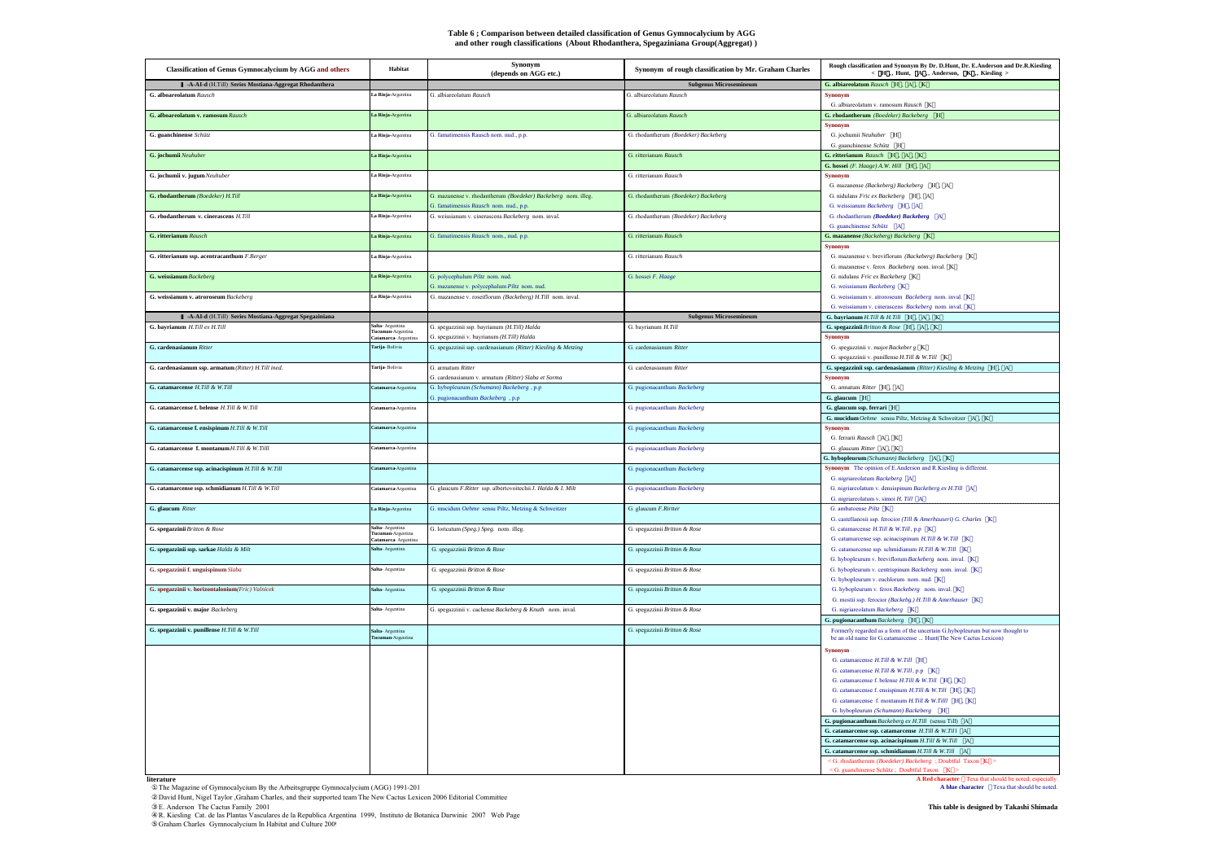**Table 6 ; Comparison between detailed classification of Genus Gymnocalycium by AGG and other rough classifications (About Rhodanthera, Spegaziniana Group(Aggregat) )**

| Classification of Genus Gymnocalycium by AGG and others | Habitat | Synonym (depends on AGG etc.) | Synonym of rough classification by Mr. Graham Charles | Rough classification and Synonym By Dr. D.Hunt, Dr. E.Anderson and Dr.R.Kiesling < H, Hunt, A, Anderson, K, Kiesling > |
|---|---|---|---|---|
| Ⅱ-A-AI-d (H.Till) Series Mostiana-Aggregat Rhodanthera | | | Subgenus Microseminеum | G. albiareolatum Rausch H, A, K |
| G. alboareolatum Rausch | La Rioja-Argentina | G. albiareolatum Rausch | G. albiareolatum Rausch | Synonym<br>G. albiareolatum v. ramosum Rausch K |
| G. alboareolatum v. ramosum Rausch | La Rioja-Argentina | | G. albiareolatum Rausch | G. rhodantherum (Boedeker) Backeberg H<br>Synonym |
| G. guanchinense Schütz | La Rioja-Argentina | G. famatimensis Rausch nom. nud., p.p. | G. rhodantherum (Boedeker) Backeberg | G. jochumii Neuhuber H<br>G. guanchinense Schütz H |
| G. jochumii Neuhuber | La Rioja-Argentina | | G. ritterianum Rausch | G. ritterianum Rausch H, A, K<br>G. hossei (F. Haage) A.W. Hill H, A |
| G. jochumii v. jugum Neuhuber | La Rioja-Argentina | | G. ritterianum Rausch | Synonym<br>G. mazanense (Backeberg) Backeberg H, A |
| G. rhodantherum (Boedeker) H.Till | La Rioja-Argentina | G. mazanense v. rhodantherum (Boedeker) Backeberg nom. illeg.<br>G. famatimensis Rausch nom. nud., p.p. | G. rhodantherum (Boedeker) Backeberg | G. nidulans Fric ex Backeberg H, A<br>G. weissianum Backeberg H, A |
| G. rhodantherum v. cinerascens H.Till | La Rioja-Argentina | G. weissianum v. cinerascens Backeberg nom. inval. | G. rhodantherum (Boedeker) Backeberg | G. rhodantherum (Boedeker) Backeberg A<br>G. guanchinense Schütz A |
| G. ritterianum Rausch | La Rioja-Argentina | G. famatimensis Rausch nom., nud. p.p. | G. ritterianum Rausch | G. mazanense (Backeberg) Backeberg K<br>Synonym |
| G. ritterianum ssp. acentracanthum F.Berger | La Rioja-Argentina | | G. ritterianum Rausch | G. mazanense v. breviflorum (Backeberg) Backeberg K<br>G. mazanense v. ferox Backeberg nom. inval. K |
| G. weissianum Backeberg | La Rioja-Argentina | G. polycephalum Piltz nom. nud.<br>G. mazanense v. polycephalum Piltz nom. nud. | G. hossei F. Haage | G. nidulans Fric ex Backeberg K<br>G. weissianum Backeberg K |
| G. weissianum v. atroroseum Backeberg | La Rioja-Argentina | G. mazanense v. roseiflorum (Backeberg) H.Till nom. inval. | | G. weissianum v. atroroseum Backeberg nom. inval. K<br>G. weissianum v. cinerascens Backeberg nom. inval. K |
| Ⅱ-A-AI-d (H.Till) Series Mostiana-Aggregat Spegazziniana | | | Subgenus Microseminеum | G. bayrianum H.Till & H.Till H, A, K |
| G. bayrianum H.Till ex H.Till | Salta-Argentina<br>Tucuman-Argentina<br>Catamarca-Argentina | G. spegazzinii ssp. bayrianum (H.Till) Halda<br>G. spegazzinii v. bayrianum (H.Till) Halda | G. bayrianum H.Till | G. spegazzinii Britton & Rose H, A, K<br>Synonym |
| G. cardenasianum Ritter | Tarija-Bolivia | G. spegazzinii ssp. cardenasianum (Ritter) Kiesling & Metzing | G. cardenasianum Ritter | G. spegazzinii v. major Backeber g K<br>G. spegazzinii v. punillense H.Till & W.Till K |
| G. cardenasianum ssp. armatum (Ritter) H.Till ined. | Tarija-Bolivia | G. armatum Ritter<br>G. cardenasianum v. armatum (Ritter) Slaba et Sorma | G. cardenasianum Ritter | G. spegazzinii ssp. cardenasianum (Ritter) Kiesling & Metzing H, A<br>Synonym |
| G. catamarcense H.Till & W.Till | Catamarca-Argentina | G. hybopleurum (Schumann) Backeberg , p.p<br>G. pugionacanthum Backeberg , p.p | G. pugionacanthum Backeberg | G. armatum Ritter H, A<br>G. glaucum H |
| G. catamarcense f. belense H.Till & W.Till | Catamarca-Argentina | | G. pugionacanthum Backeberg | G. glaucum ssp. ferrari H<br>G. mucidum Oehme sensu Piltz, Metzing & Schweitzer A, K |
| G. catamarcense f. ensispinum H.Till & W.Till | Catamarca-Argentina | | G. pugionacanthum Backeberg | Synonym<br>G. ferrarii Rausch A, K |
| G. catamarcense f. montanum H.Till & W.Tilll | Catamarca-Argentina | | G. pugionacanthum Backeberg | G. glaucum Ritter A, K<br>G. hybopleurum (Schumann) Backeberg A, K |
| G. catamarcense ssp. acinacispinum H.Till & W.Till | Catamarca-Argentina | | G. pugionacanthum Backeberg | Synonym The opinion of E.Anderson and R.Kiesling is different.<br>G. nigriareolatum Backeberg A |
| G. catamarcense ssp. schmidianum H.Till & W.Till | Catamarca-Argentina | G. glaucum F.Ritter ssp. albertovoitechii J. Halda & I. Milt | G. pugionacanthum Backeberg | G. nigriareolatum v. densispinum Backeberg ex H.Till A<br>G. nigriareolatum v. simoi H. Till A |
| G. glaucum Ritter | La Rioja-Argentina | G. mucidum Oehme sensu Piltz, Metzing & Schweitzer | G. glaucum F.Rirtter | G. ambatoense Piltz K<br>G. castellanosii ssp. ferocior (Till & Amerhauser) G. Charles K |
| G. spegazzinii Britton & Rose | Salta-Argentina<br>Tucuman-Argentina<br>Catamarca-Argentina | G. loricatum (Speg.) Speg. nom. illeg. | G. spegazzinii Britton & Rose | G. catamarcense H.Till & W.Till , p.p K<br>G. catamarcense ssp. acinacispinum H.Till & W.Till K |
| G. spegazzinii ssp. sarkae Halda & Milt | Salta-Argentina | G. spegazzinii Britton & Rose | G. spegazzinii Britton & Rose | G. catamarcense ssp. schmidianum H.Till & W.Till K<br>G. hybopleurum v. breviflorum Backeberg nom. inval. K |
| G. spegazzinii f. unguispinum Slaba | Salta-Argentina | G. spegazzinii Britton & Rose | G. spegazzinii Britton & Rose | G. hybopleurum v. centrispinum Backeberg nom. inval. K<br>G. hybopleurum v. euchlorum nom. nud. K |
| G. spegazzinii v. horizontalonium(Fric) Valnicek | Salta-Argentina | G. spegazzinii Britton & Rose | G. spegazzinii Britton & Rose | G. hybopleurum v. ferox Backeberg nom. inval. K<br>G. mostii ssp. ferocior (Backebg.) H.Till & Amerhauser K |
| G. spegazzinii v. major Backeberg | Salta-Argentina | G. spegazzinii v. cachense Backeberg & Knuth nom. inval. | G. spegazzinii Britton & Rose | G. nigriareolatum Backeberg K<br>G. pugionacanthum Backeberg H, K |
| G. spegazzinii v. punillense H.Till & W.Till | Salta-Argentina<br>Tucuman-Argentina | | G. spegazzinii Britton & Rose | Formerly regarded as a form of the uncertain G.hybopleurum but now thought to be an old name for G.catamarcense .. Hunt(The New Cactus Lexicon) |
| | | | | Synonym<br>G. catamarcense H.Till & W.Till H<br>G. catamarcense H.Till & W.Till, p.p K<br>G. catamarcense f. belense H.Till & W.Till H, K<br>G. catamarcense f. ensispinum H.Till & W.Till H, K<br>G. catamarcense f. montanum H.Till & W.Tilll H, K<br>G. hybopleurum (Schumann) Backeberg H |
| | | | | G. pugionacanthum Backeberg ex H.Till (sensu Till) A<br>G. catamarcense ssp. catamarcense H.Till & W.Till A<br>G. catamarcense ssp. acinacispinum H.Till & W.Till A<br>G. catamarcense ssp. schmidianum H.Till & W.Till A<br>< G. rhodantherum (Boedeker) Backeberg ; Doubtful Taxon K ><br>< G. guanchinense Schütz ; Doubtful Taxon K > |

A Red character Texa that should be noted, especially.
A blue character Texa that should be noted.

**literature**

① The Magazine of Gymnocalycium By the Arbeitsgruppe Gymnocalycium (AGG) 1991-201
② David Hunt, Nigel Taylor ,Graham Charles, and their supported team The New Cactus Lexicon 2006 Editorial Committee
③ E. Anderson The Cactus Family 2001
④ R. Kiesling Cat. de las Plantas Vasculares de la Republica Argentina 1999, Instituto de Botanica Darwinie 2007 Web Page
⑤ Graham Charles Gymnocalycium In Habitat and Culture 2009

This table is designed by Takashi Shimada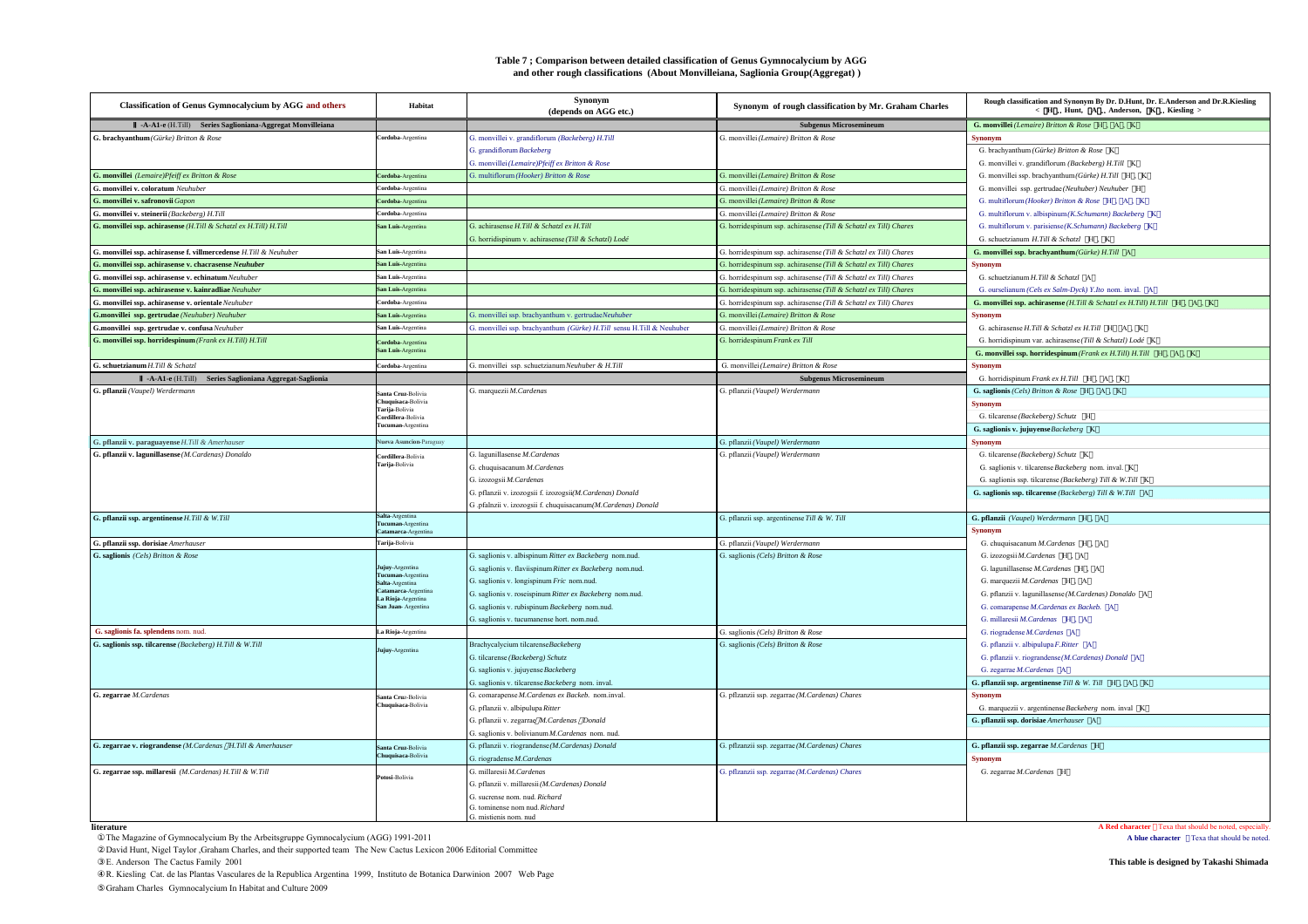**Table 7 ; Comparison between detailed classification of Genus Gymnocalycium by AGG and other rough classifications (About Monvilleiana, Saglionia Group(Aggregat) )**

| Classification of Genus Gymnocalycium by AGG and others | Habitat | Synonym (depends on AGG etc.) | Synonym of rough classification by Mr. Graham Charles | Rough classification and Synonym By Dr. D.Hunt, Dr. E.Anderson and Dr.R.Kiesling < [H], Hunt, [A], Anderson, [K], Kiesling > |
|---|---|---|---|---|
| Ⅱ -A-A1-e (H.Till) Series Saglioniana-Aggregat Monvilleiana | | | Subgenus Microsemineum | G. monvillei (Lemaire) Britton & Rose [H], [A], [K] |
| G. brachyanthum (Gürke) Britton & Rose | Cordoba-Argentina | G. monvillei v. grandiflorum (Backeberg) H.Till | G. monvillei (Lemaire) Britton & Rose | Synonym |
| | | G. grandiflorum Backeberg | | G. brachyanthum (Gürke) Britton & Rose [K] |
| | | G. monvillei (Lemaire) Pfeiff ex Britton & Rose | | G. monvillei v. grandiflorum (Backeberg) H.Till [K] |
| G. monvillei (Lemaire) Pfeiff ex Britton & Rose | Cordoba-Argentina | G. multiflorum (Hooker) Britton & Rose | G. monvillei (Lemaire) Britton & Rose | G. monvillei ssp. brachyanthum (Gürke) H.Till [H], [K] |
| G. monvillei v. coloratum Neuhuber | Cordoba-Argentina | | G. monvillei (Lemaire) Britton & Rose | G. monvillei ssp. gertrudae (Neuhuber) Neuhuber [H] |
| G. monvillei v. safronovii Gapon | Cordoba-Argentina | | G. monvillei (Lemaire) Britton & Rose | G. multiflorum (Hooker) Britton & Rose [H], [A], [K] |
| G. monvillei v. steinerii (Backeberg) H.Till | Cordoba-Argentina | | G. monvillei (Lemaire) Britton & Rose | G. multiflorum v. albispinum (K.Schumann) Backeberg [K] |
| G. monvillei ssp. achirasense (H.Till & Schatzl ex H.Till) H.Till | San Luis-Argentina | G. achirasense H.Till & Schatzl ex H.Till | G. horridispinum ssp. achirasense (Till & Schatzl ex Till) Chares | G. multiflorum v. parisiense (K.Schumann) Backeberg [K] |
| | | G. horridispinum v. achirasense (Till & Schatzl) Lodé | | G. schuetzianum H.Till & Schatzl [H], [K] |
| G. monvillei ssp. achirasense f. villmercedense H.Till & Neuhuber | San Luis-Argentina | | G. horridispinum ssp. achirasense (Till & Schatzl ex Till) Chares | G. monvillei ssp. brachyanthum (Gürke) H.Till [A] |
| G. monvillei ssp. achirasense v. chacrasense Neuhuber | San Luis-Argentina | | G. horridispinum ssp. achirasense (Till & Schatzl ex Till) Chares | Synonym |
| G. monvillei ssp. achirasense v. echinatum Neuhuber | San Luis-Argentina | | G. horridispinum ssp. achirasense (Till & Schatzl ex Till) Chares | G. schuetzianum H.Till & Schatzl [A] |
| G. monvillei ssp. achirasense v. kainradliae Neuhuber | San Luis-Argentina | | G. horridispinum ssp. achirasense (Till & Schatzl ex Till) Chares | G. ourselianum (Cels ex Salm-Dyck) Y.Ito nom. inval. [A] |
| G. monvillei ssp. achirasense v. orientale Neuhuber | Cordoba-Argentina | | G. horridispinum ssp. achirasense (Till & Schatzl ex Till) Chares | G. monvillei ssp. achirasense (H.Till & Schatzl ex H.Till) H.Till [H], [A], [K] |
| G.monvillei ssp. gertrudae (Neuhuber) Neuhuber | San Luis-Argentina | G. monvillei ssp. brachyanthum v. gertrudae Neuhuber | G. monvillei (Lemaire) Britton & Rose | Synonym |
| G.monvillei ssp. gertrudae v. confusa Neuhuber | San Luis-Argentina | G. monvillei ssp. brachyanthum (Gürke) H.Till sensu H.Till & Neuhuber | G. monvillei (Lemaire) Britton & Rose | G. achirasense H.Till & Schatzl ex H.Till [H], [A], [K] |
| G. monvillei ssp. horridispinum (Frank ex H.Till) H.Till | Cordoba-Argentina San Luis-Argentina | | G. horridispinum Frank ex Till | G. horridispinum var. achirasense (Till & Schatzl) Lodé [K] |
| | | | | G. monvillei ssp. horridispinum (Frank ex H.Till) H.Till [H], [A], [K] |
| G. schuetzianum H.Till & Schatzl | Cordoba-Argentina | G. monvillei ssp. schuetzianum Neuhuber & H.Till | G. monvillei (Lemaire) Britton & Rose | Synonym |
| Ⅱ -A-A1-e (H.Till) Series Saglioniana Aggregat-Saglionia | | | Subgenus Microsemineum | G. horridispinum Frank ex H.Till [H], [A], [K] |
| G. pflanzii (Vaupel) Werdermann | Santa Cruz-Bolivia Chuquisaca-Bolivia Tarija-Bolivia Cordillera-Bolivia Tucuman-Argentina | G. marquezii M.Cardenas | G. pflanzii (Vaupel) Werdermann | G. saglionis (Cels) Britton & Rose [H], [A], [K] |
| | | | | Synonym |
| | | | | G. tilcarense (Backeberg) Schutz [H] |
| | | | | G. saglionis v. jujuyense Backeberg [K] |
| G. pflanzii v. paraguayense H.Till & Amerhauser | Nueva Asuncion-Paraguay | | G. pflanzii (Vaupel) Werdermann | Synonym |
| G. pflanzii v. lagunillasense (M.Cardenas) Donaldo | Cordillera-Bolivia Tarija-Bolivia | G. lagunillasense M.Cardenas | G. pflanzii (Vaupel) Werdermann | G. tilcarense (Backeberg) Schutz [K] |
| | | G. chuquisacanum M.Cardenas | | G. saglionis v. tilcarense Backeberg nom. inval. [K] |
| | | G. izozogsii M.Cardenas | | G. saglionis ssp. tilcarense (Backeberg) Till & W.Till [K] |
| | | G. pflanzii v. izozogsii f. izozogsii (M.Cardenas) Donald | | G. saglionis ssp. tilcarense (Backeberg) Till & W.Till [A] |
| | | G .pfalnzii v. izozogsii f. chuquisacanum (M.Cardenas) Donald | | |
| G. pflanzii ssp. argentinense H.Till & W.Till | Salta-Argentina Tucuman-Argentina Catamarca-Argentina | | G. pflanzii ssp. argentinense Till & W. Till | G. pflanzii (Vaupel) Werdermann [H], [A] |
| G. pflanzii ssp. dorisiae Amerhauser | Tarija-Bolivia | | G. pflanzii (Vaupel) Werdermann | Synonym |
| G. saglionis (Cels) Britton & Rose | Jujuy-Argentina Tucuman-Argentina Salta-Argentina Catamarca-Argentina La Rioja-Argentina San Juan-Argentina | G. saglionis v. albispinum Ritter ex Backeberg nom.nud. | G. saglionis (Cels) Britton & Rose | G. chuquisacanum M.Cardenas [H], [A] |
| | | G. saglionis v. flaviispinum Ritter ex Backeberg nom.nud. | | G. izozogsii M.Cardenas [H], [A] |
| | | G. saglionis v. longispinum Fric nom.nud. | | G. lagunillasense M.Cardenas [H], [A] |
| | | G. saglionis v. roseispinum Ritter ex Backeberg nom.nud. | | G. marquezii M.Cardenas [H], [A] |
| | | G. saglionis v. rubispinum Backeberg nom.nud. | | G. pflanzii v. lagunillasense (M.Cardenas) Donaldo [A] |
| | | G. saglionis v. tucumanense hort. nom.nud. | | G. comarapense M.Cardenas ex Backeb. [A] |
| G. saglionis fa. splendens nom. nud. | La Rioja-Argentina | | G. saglionis (Cels) Britton & Rose | G. millaresii M.Cardenas [H], [A] |
| G. saglionis ssp. tilcarense (Backeberg) H.Till & W.Till | Jujuy-Argentina | Brachycalycium tilcarense Backeberg | G. saglionis (Cels) Britton & Rose | G. riogradense M.Cardenas [A] |
| | | G. tilcarense (Backeberg) Schutz | | G. pflanzii v. albipulpa F.Ritter [A] |
| | | G. saglionis v. jujuyense Backeberg | | G. pflanzii v. riograndense (M.Cardenas) Donald [A] |
| | | G. saglionis v. tilcarense Backeberg nom. inval. | | G. zegarrae M.Cardenas [A] |
| G. zegarrae M.Cardenas | Santa Cruz-Bolivia Chuquisaca-Bolivia | G. comarapense M.Cardenas ex Backeb. nom.inval. | G. pflzanzii ssp. zegarrae (M.Cardenas) Chares | G. pflanzii ssp. argentinense Till & W. Till [H], [A], [K] |
| | | G. pflanzii v. albipulpa Ritter | | Synonym |
| | | G. pflanzii v. zegarrae (M.Cardenas ) Donald | | G. marquezii v. argentinense Backeberg nom. inval [K] |
| | | G. saglionis v. bolivianum M.Cardenas nom. nud. | | G. pflanzii ssp. dorisiae Amerhauser [A] |
| G. zegarrae v. riograndense (M.Cardenas )H.Till & Amerhauser | Santa Cruz-Bolivia Chuquisaca-Bolivia | G. pflanzii v. riograndense (M.Cardenas) Donald | G. pflzanzii ssp. zegarrae (M.Cardenas) Chares | G. pflanzii ssp. zegarrae M.Cardenas [H] |
| | | G. riogradense M.Cardenas | | Synonym |
| G. zegarrae ssp. millaresii (M.Cardenas) H.Till & W.Till | Potosi-Bolivia | G. millaresii M.Cardenas | G. pflzanzii ssp. zegarrae (M.Cardenas) Chares | G. zegarrae M.Cardenas [H] |
| | | G. pflanzii v. millaresii (M.Cardenas) Donald | | |
| | | G. sucrense nom. nud. Richard | | |
| | | G. tominense nom nud. Richard | | |
| | | G. mistiensis nom. nud | | |

**literature**

① The Magazine of Gymnocalycium By the Arbeitsgruppe Gymnocalycium (AGG) 1991-2011

② David Hunt, Nigel Taylor ,Graham Charles, and their supported team The New Cactus Lexicon 2006 Editorial Committee

③ E. Anderson The Cactus Family 2001

④ R. Kiesling Cat. de las Plantas Vasculares de la Republica Argentina 1999, Instituto de Botanica Darwinion 2007 Web Page

⑤ Graham Charles Gymnocalycium In Habitat and Culture 2009

**A Red character** : Texa that should be noted, especially.

**A blue character** : Texa that should be noted.

**This table is designed by Takashi Shimada**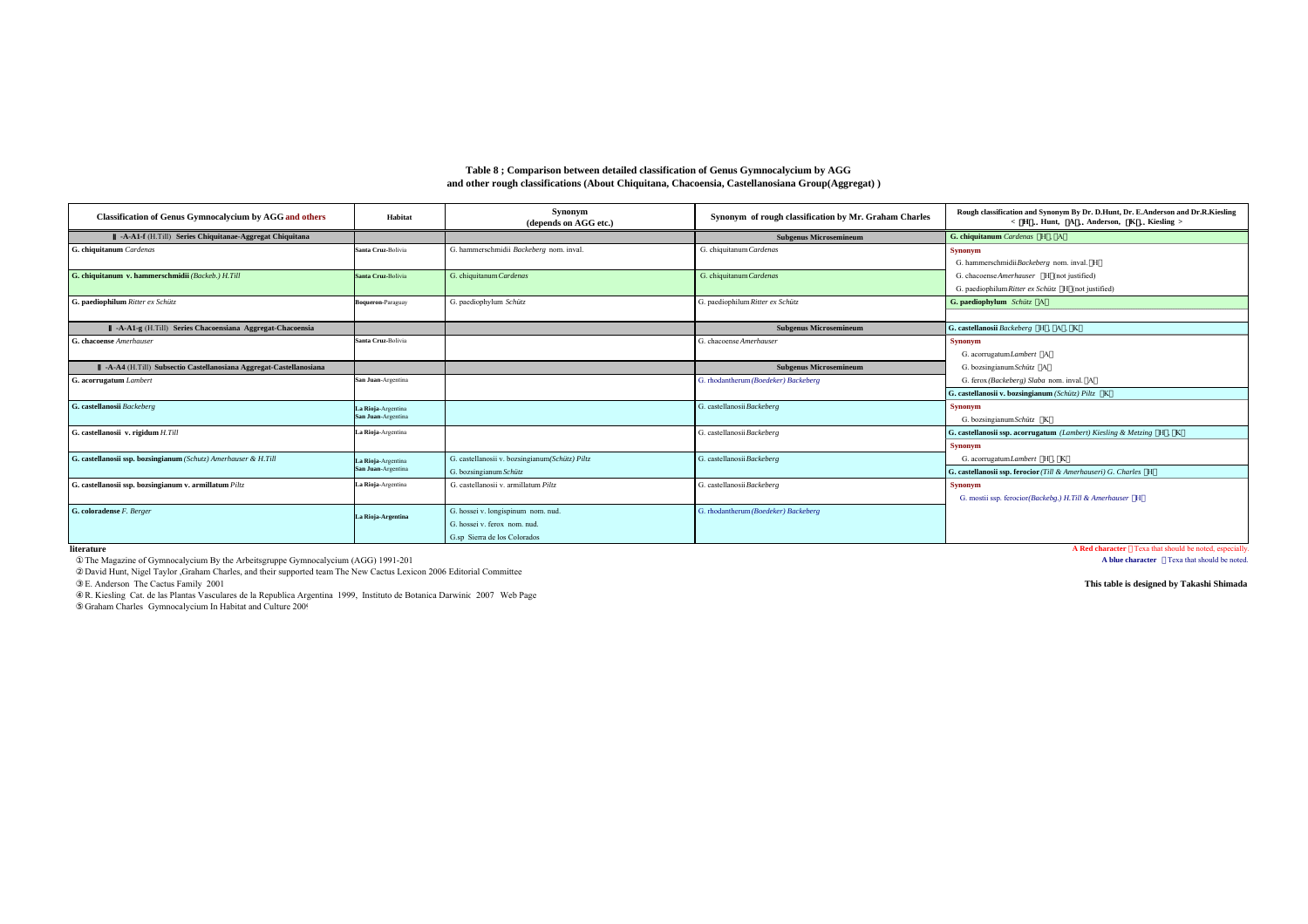**Table 8 ; Comparison between detailed classification of Genus Gymnocalycium by AGG and other rough classifications (About Chiquitana, Chacoensia, Castellanosiana Group(Aggregat) )**

| Classification of Genus Gymnocalycium by AGG and others | Habitat | Synonym (depends on AGG etc.) | Synonym of rough classification by Mr. Graham Charles | Rough classification and Synonym By Dr. D.Hunt, Dr. E.Anderson and Dr.R.Kiesling < H. Hunt, A. Anderson, K. Kiesling > |
|---|---|---|---|---|
| Ⅱ -A-A1-f (H.Till) Series Chiquitanae-Aggregat Chiquitana | | | Subgenus Microsemineum | G. chiquitanum *Cardenas* H, A |
| G. chiquitanum *Cardenas* | Santa Cruz-Bolivia | G. hammerschmidii *Backeberg* nom. inval. | G. chiquitanum *Cardenas* | Synonym<br>G. hammerschmidii *Backeberg* nom. inval. H |
| G. chiquitanum v. hammerschmidii *(Backeb.) H.Till* | Santa Cruz-Bolivia | G. chiquitanum *Cardenas* | G. chiquitanum *Cardenas* | G. chacoense *Amerhauser* H (not justified)<br>G. paediophilum *Ritter ex Schütz* H (not justified) |
| G. paediophilum *Ritter ex Schütz* | Boqueron-Paraguay | G. paediophylum *Schütz* | G. paediophilum *Ritter ex Schütz* | G. paediophylum *Schütz* A |
| Ⅱ -A-A1-g (H.Till) Series Chacoensiana Aggregat-Chacoensia | | | Subgenus Microsemineum | G. castellanosii *Backeberg* H, A, K |
| G. chacoense *Amerhauser* | Santa Cruz-Bolivia | | G. chacoense *Amerhauser* | Synonym<br>G. acorrugatum *Lambert* A |
| Ⅱ -A-A4 (H.Till) Subsectio Castellanosiana Aggregat-Castellanosiana | | | Subgenus Microsemineum | G. bozsingianum *Schütz* A |
| G. acorrugatum *Lambert* | San Juan-Argentina | | G. rhodantherum *(Boedeker) Backeberg* | G. ferox *(Backeberg) Slaba* nom. inval. A |
| | | | | G. castellanosii v. bozsingianum *(Schütz) Piltz* K |
| G. castellanosii *Backeberg* | La Rioja-Argentina<br>San Juan-Argentina | | G. castellanosii *Backeberg* | Synonym<br>G. bozsingianum *Schütz* K |
| G. castellanosii v. rigidum *H.Till* | La Rioja-Argentina | | G. castellanosii *Backeberg* | G. castellanosii ssp. acorrugatum *(Lambert) Kiesling & Metzing* H, K<br>Synonym |
| G. castellanosii ssp. bozsingianum *(Schutz) Amerhauser & H.Till* | La Rioja-Argentina<br>San Juan-Argentina | G. castellanosii v. bozsingianum *(Schütz) Piltz*<br>G. bozsingianum *Schütz* | G. castellanosii *Backeberg* | G. acorrugatum *Lambert* H, K<br>G. castellanosii ssp. ferocior *(Till & Amerhauseri) G. Charles* H |
| G. castellanosii ssp. bozsingianum v. armillatum *Piltz* | La Rioja-Argentina | G. castellanosii v. armillatum *Piltz* | G. castellanosii *Backeberg* | Synonym<br>G. mostii ssp. ferocior *(Backebg.) H.Till & Amerhauser* H |
| G. coloradense *F. Berger* | La Rioja-Argentina | G. hossei v. longispinum nom. nud.<br>G. hossei v. ferox nom. nud.<br>G.sp Sierra de los Colorados | G. rhodantherum *(Boedeker) Backeberg* | |

**literature**

① The Magazine of Gymnocalycium By the Arbeitsgruppe Gymnocalycium (AGG) 1991-201

② David Hunt, Nigel Taylor ,Graham Charles, and their supported team The New Cactus Lexicon 2006 Editorial Committee

③ E. Anderson The Cactus Family 2001

④ R. Kiesling Cat. de las Plantas Vasculares de la Republica Argentina 1999, Instituto de Botanica Darwinic 2007 Web Page

⑤ Graham Charles Gymnocalycium In Habitat and Culture 2009

A Red character : Texa that should be noted, especially.

A blue character : Texa that should be noted.

This table is designed by Takashi Shimada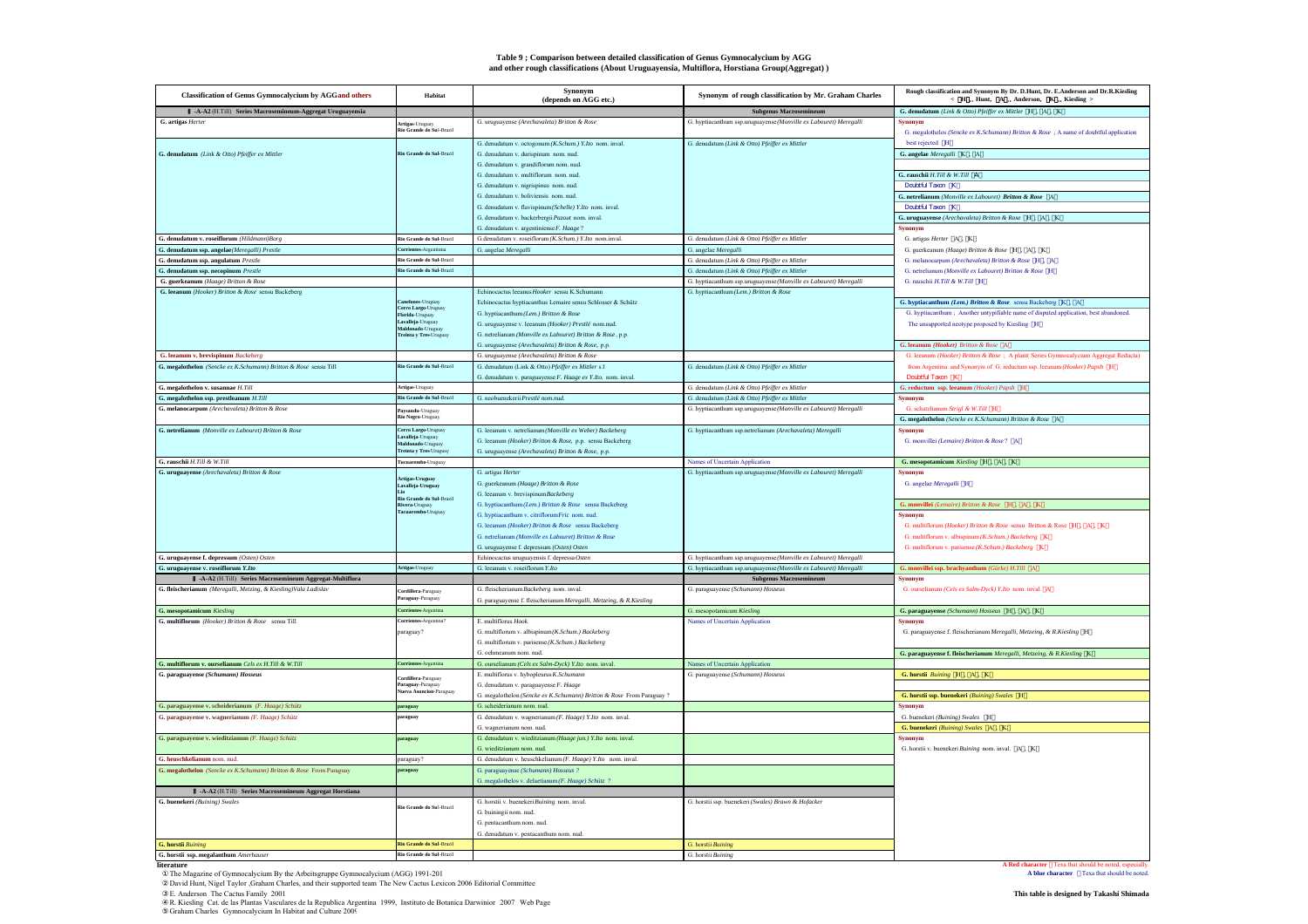# Table 9 ; Comparison between detailed classification of Genus Gymnocalycium by AGG and other rough classifications (About Uruguayensia, Multiflora, Horstiana Group(Aggregat) )

| Classification of Genus Gymnocalycium by AGG and others | Habitat | Synonym (depends on AGG etc.) | Synonym of rough classification by Mr. Graham Charles |
|---|---|---|---|
| Ⅱ-A-A2 (H.Till) Series Macrosemineum-Aggregat Uruguayensia | | | Subgenus Macrosemineum |
| G. artigas *Herter* | Artigas-Uruguay Rio Grande do Sul-Brazil | G. uruguayense *(Arechavaleta) Britton & Rose* | G. hyptiacanthum ssp.uruguayense *(Monville ex Labouret) Meregalli* |
| G. denudatum *(Link & Otto) Pfeiffer ex Mittler* | Rio Grande do Sul-Brazil | G. denudatum v. octogonum *(K.Schum.) Y.Ito* nom. inval. | G. denudatum *(Link & Otto) Pfeiffer ex Mittler* |
| | | G. denudatum v. durispinum nom. nud. | |
| | | G. denudatum v. grandiflorum nom. nud. | |
| | | G. denudatum v. multiflorum nom. nud. | |
| | | G. denudatum v. nigrispinus nom. nud. | |
| | | G. denudatum v. boliviensis nom. nud. | |
| | | G. denudatum v. flavispinum *(Schelle) Y.Ito* nom. inval. | |
| | | G. denudatum v. backerbergii *Pazout* nom. inval. | |
| | | G. denudatum v. argentiniense *F. Haage* ? | |
| G. denudatum v. roseiflorum *(Hildmann)Borg* | Rio Grande do Sul-Brazil | G.denudatum v. roseiflorum *(K.Schum.) Y.Ito* nom.inval. | G. denudatum *(Link & Otto) Pfeiffer ex Mittler* |
| G. denudatum ssp. angelae *(Meregalli) Prestle* | Corrientes-Argentina | G. angelae *Meregalli* | G. angelae *Meregalli* |
| G. denudatum ssp. angulatum *Prestle* | Rio Grande do Sul-Brazil | | G. denudatum *(Link & Otto) Pfeiffer ex Mittler* |
| G. denudatum ssp. necopinum *Prestle* | Rio Grande do Sul-Brazil | | G. denudatum *(Link & Otto) Pfeiffer ex Mittler* |
| G. guerkeanum *(Haage) Britton & Rose* | | | G. hyptiacanthum ssp.uruguayense *(Monville ex Labouret) Meregalli* |
| G. leeanum *(Hooker) Britton & Rose* sensu Backeberg | Canelones-Uruguay Cerro Largo-Uruguay Florida-Uruguay Lavalleja-Uruguay Maldonado-Uruguay Treinta y Tres-Uruguay | Echinocactus leeanus *Hooker* sensu K.Schumann | G. hyptiacanthum*(Lem.) Britton & Rose* |
| | | Echinocactus hyptiacanthus Lemaire sensu Schlosser & Schütz | |
| | | G. hyptiacanthum *(Lem.) Britton & Rose* | |
| | | G. uruguayense v. leeanum *(Hooker) Prestlé* nom.nud. | |
| | | G. netrelianum *(Monville ex Labouret) Britton & Rose*, p.p. | |
| | | G. uruguayense *(Arechavaleta) Britton & Rose*, p.p. | |
| G. leeanum v. brevispinum *Backeberg* | | G. uruguayense *(Arechavaleta) Britton & Rose* | |
| G. megalothelon *(Sencke ex K.Schumann) Britton & Rose* sensu Till | Rio Grande do Sul-Brazil | G. denudatum (Link & Otto) *Pfeiffer ex Mittler* s.l | G. denudatum *(Link & Otto) Pfeiffer ex Mittler* |
| | | G. denudatum v. paraguayense *F. Haage ex Y.Ito.* nom. inval. | |
| G. megalothelon v. susannae *H.Till* | Artigas-Uruguay | | G. denudatum *(Link & Otto) Pfeiffer ex Mittler* |
| G. megalothelon ssp. prestleanum *H.Till* | Rio Grande do Sul-Brazil | G. neobuenekerii *Prestlé nom.nud.* | G. denudatum *(Link & Otto) Pfeiffer ex Mittler* |
| G. melanocarpum *(Arechavaleta) Britton & Rose* | Paysandu-Uruguay Rio Negro-Uruguay | | G. hyptiacanthum ssp.uruguayense *(Monville ex Labouret) Meregalli* |
| G. netrelianum *(Monville ex Labouret) Britton & Rose* | Cerro Largo-Uruguay Lavalleja-Uruguay Maldonado-Uruguay Treinta y Tres-Uruguay | G. leeanum v. netrelianum *(Monville ex Weber) Backeberg* | G. hyptiacanthum ssp.netrelianum *(Arechavaleta) Meregalli* |
| | | G. leeanum *(Hooker) Britton & Rose*, p.p. sensu Backeberg | |
| | | G. uruguayense *(Arechavaleta) Britton & Rose*, p.p. | |
| G. rauschii *H.Till & W.Till* | Tacuarembo-Uruguay | | Names of Uncertain Application |
| G. uruguayense *(Arechavaleta) Britton & Rose* | Artigas-Uruguay Lavalleja-Uruguay Lio Rio Grande do Sul-Brazil Rivera-Uruguay Tacuarembo-Uruguay | G. artigas *Herter* | G. hyptiacanthum ssp.uruguayense *(Monville ex Labouret) Meregalli* |
| | | G. guerkeanum *(Haage) Britton & Rose* | |
| | | G. leeanum v. brevispinum *Backeberg* | |
| | | G. hyptiacanthum *(Lem.) Britton & Rose* sensu Backeberg | |
| | | G. hyptiacanthum v. citriflorum *Fric* nom. nud. | |
| | | G. leeanum *(Hooker) Britton & Rose* sensu Backeberg | |
| | | G. netrelianum *(Monville ex Labouret) Britton & Rose* | |
| | | G. uruguayense f. depressum *(Osten) Osten* | |
| G. uruguayense f. depressum *(Osten) Osten* | | Echinocactus uruguayensis f. depressa *Osten* | G. hyptiacanthum ssp.uruguayense *(Monville ex Labouret) Meregalli* |
| G. uruguayense v. roseiflorum *Y.Ito* | Artigas-Uruguay | G. leeanum v. roseiflorum *Y.Ito* | G. hyptiacanthum ssp.uruguayense *(Monville ex Labouret) Meregalli* |
| Ⅱ-A-A2 (H.Till) Series Macrosemineum Aggregat-Multiflora | | | Subgenus Macrosemineum |
| G. fleischerianum *(Meregalli, Metzing, & Kiesling)Vala Ladislav* | Cordillera-Paraguay Paraguay-Paraguay | G. fleischerianum *Backeberg* nom. inval. | G. paraguayense *(Schumann) Hosseus* |
| | | G. paraguayense f. fleischerianum *Meregalli, Metzing, & R.Kiesling* | |
| G. mesopotamicum *Kiesling* | Corrientes-Argentina | | G. mesopotamicum *Kiesling* |
| G. multiflorum *(Hooker) Britton & Rose* sensu Till | Corrientes-Argentina? paraguay? | E. multiflorus *Hook* | Names of Uncertain Application |
| | | G. multiflorum v. albispinum*(K.Schum.) Backeberg* | |
| | | G. multiflorum v. parisense *(K.Schum.) Backeberg* | |
| | | G. oehmeanum nom. nud. | |
| G. multiflorum v. ourselianum *Cels ex H.Till & W.Till* | Corrientes-Argentina | G. ourselianum *(Cels ex Salm-Dyck) Y.Ito* nom. inval. | Names of Uncertain Application |
| G. paraguayense *(Schumann) Hosseus* | Cordillera-Paraguay Paraguay-Paraguay Nueva Asuncion-Paraguay | E. multiflorus v. hybopleurus *K.Schumann* | G. paraguayense *(Schumann) Hosseus* |
| | | G. denudatum v. paraguayense *F. Haage* | |
| | | G. megalothelon *(Sencke ex K.Schumann) Britton & Rose* From Paraguay ? | |
| G. paraguayense v. schéiderianum *(F. Haage) Schütz* | paraguay | G. schéiderianum nom. nud. | |
| G. paraguayense v. wagnerianum *(F. Haage) Schütz* | paraguay | G. denudatum v. wagnerianum *(F. Haage) Y.Ito* nom. inval. | |
| | | G. wagnerianum nom. nud. | |
| G. paraguayense v. wieditzianum *(F. Haage) Schütz* | paraguay | G. denudatum v. wieditzianum *(Haage jun.) Y.Ito* nom. inval. | |
| | | G. wieditzianum nom. nud. | |
| G. heuschkelianum nom. nud. | paraguay? | G. denudatum v. heuschkelianum *(F. Haage) Y.Ito* nom. inval. | |
| G. megalothelon *(Sencke ex K.Schumann) Britton & Rose* From Paraguay | paraguay | G. paraguayense *(Schumann) Hosseus ?* | |
| | | G. megalothelos v. delaetianum *(F. Haage) Schütz* ? | |
| Ⅱ-A-A2 (H.Till) Series Macrosemineum Aggregat Horstiana | | | |
| G. buenekeri *(Buining) Swales* | Rio Grande do Sul-Brazil | G. horstii v. buenekeri *Buining* nom. inval. | G. horstii ssp. buenekeri *(Swales) Braun & Hofacker* |
| | | G. buiningii nom. nud. | |
| | | G. pentacanthum nom. nud. | |
| | | G. denudatum v. pentacanthum nom. nud. | |
| G. horstii *Buining* | Rio Grande do Sul-Brazil | | G. horstii *Buining* |
| G. horstii ssp. megalanthum *Amerhauser* | Rio Grande do Sul-Brazil | | G. horstii *Buining* |

**Rough classification and Synonym By Dr. D.Hunt, Dr. E.Anderson and Dr.R.Kiesling < [H], Hunt, [A], Anderson, [K], Kiesling >**

**G. denudatum** *(Link & Otto) Pfeiffer ex Mittler* [H], [A], [K]
Synonym
- G. megalothelos *(Sencke ex K.Schumann) Britton & Rose* ; A name of doubtful application best rejected [H]

**G. angelae** *Meregalli* [K], [A]

**G. rauschii** *H.Till & W.Till* [A]
Doubtful Taxon [K]

**G. netrelianum** *(Monville ex Labouret) Britton & Rose* [A]
Doubtful Taxon [K]

**G. uruguayense** *(Arechavaleta) Britton & Rose* [H], [A], [K]
Synonym
- G. artigas *Herter* [A], [K]
- G. guerkeanum *(Haage) Britton & Rose* [H], [A], [K]
- G. melanocarpum *(Arechavaleta) Britton & Rose* [H], [A]
- G. netrelianum *(Monville ex Labouret) Britton & Rose* [H]
- G. rauschii *H.Till & W.Till* [H]

**G. hyptiacanthum** *(Lem.) Britton & Rose* sensu Backeberg [K], [A]
- G. hyptiacanthum ; Another untypifiable name of disputed application, best abandoned. The unsupported neotype proposed by Kiesling [H]

**G. leeanum** *(Hooker) Britton & Rose* [A]
- G. leeanum *(Hooker) Britton & Rose* ; A plant( Series Gymnocalycium Aggregat Reducta) from Argentina and Synonym of G. reductum ssp. leeanum *(Hooker) Papsh* [H]
Doubtful Taxon [K]

**G. reductum ssp. leeanum** *(Hooker) Papsh* [H]
Synonym
- G. schatzlianum *Strigl & W.Till* [H]

**G. megalothelon** *(Sencke ex K.Schumann) Britton & Rose* [A]
Synonym
- G. monvillei *(Lemaire) Britton & Rose* ? [A]

**G. mesopotamicum** *Kiesling* [H], [A], [K]
Synonym
- G. angelae *Meregalli* [H]

**G. monvillei** *(Lemaire) Britton & Rose* [H], [A], [K]
Synonym
- G. multiflorum *(Hooker) Britton & Rose* sensu Britton & Rose [H], [A], [K]
- G. multiflorum v. albispinum *(K.Schum.) Backeberg* [K]
- G. multiflorum v. parisense *(K.Schum.) Backeberg* [K]

**G. monvillei ssp. brachyanthum** *(Gürke) H.Till* [A]
Synonym
- G. ourselianum *(Cels ex Salm-Dyck) Y.Ito* nom. inval. [A]

**G. paraguayense** *(Schumann) Hosseus* [H], [A], [K]
Synonym
- G. paraguayense f. fleischerianum *Meregalli, Metzing, & R.Kiesling* [H]

**G. paraguayense f. fleischerianum** *Meregalli, Metzing, & R.Kiesling* [K]

**G. horstii** *Buining* [H], [A], [K]

**G. horstii ssp. buenekeri** *(Buining) Swales* [H]
Synonym
- G. buenekeri *(Buining) Swales* [H]

**G. buenekeri** *(Buining) Swales* [A], [K]
Synonym
- G. horstii v. buenekeri *Buining* nom. inval. [A], [K]

**literature**
① The Magazine of Gymnocalycium By the Arbeitsgruppe Gymnocalycium (AGG) 1991-201
② David Hunt, Nigel Taylor ,Graham Charles, and their supported team The New Cactus Lexicon 2006 Editorial Committee
③ E. Anderson The Cactus Family 2001
④ R. Kiesling Cat. de las Plantas Vasculares de la Republica Argentina 1999, Instituto de Botanica Darwinion 2007 Web Page
⑤ Graham Charles Gymnocalycium In Habitat and Culture 2009

**A Red character** : Texa that should be noted, especially.
**A blue character** : Texa that should be noted.

**This table is designed by Takashi Shimada**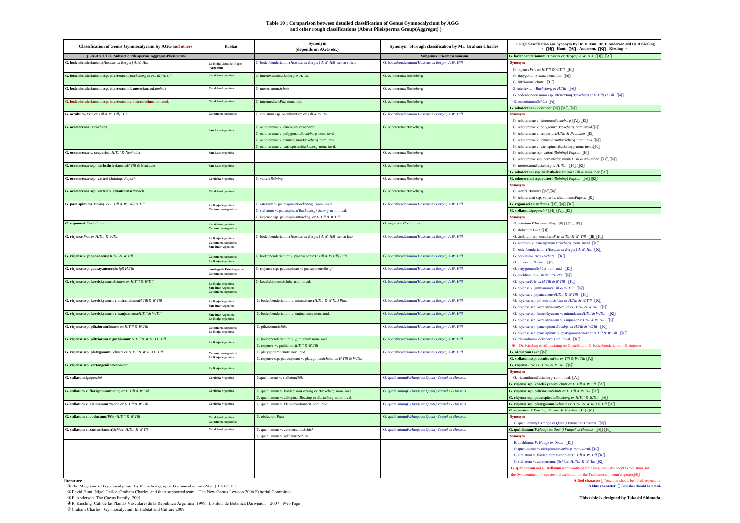# Table 10 ; Comparison between detailed classification of Genus Gymnocalycium by AGG and other rough classifications (About Pileisperma Group(Aggregat) )

| Classification of Genus Gymnocalycium by AGG and others | Habitat | Synonym (depends on AGG etc.) | Synonym of rough classification by Mr. Graham Charles | Rough classification and Synonym By Dr. D.Hunt, Dr. E.Anderson and Dr.R.Kiesling < [H]. Hunt, [A]. Anderson, [K]. Kiesling > |
|---|---|---|---|---|
| Ⅱ-A-A3(H.Till) Subsectio Pileisperma Aggregat-Pileisperma | | | Subgenus Tricomosemineum | G. bodenbenderianum *(Hosseus ex Berger) A.W. Hill* [H], [A] |
| G. bodenbenderianum *(Hosseus ex Berger) A.W. Hill* | La Rioja(Sierra de Ulapes) -Argentina | G. bodenbenderianum*(Hosseus ex Berger) A.W. Hill* sensu stricto | G. bodenbenderianum*(Hosseus ex Berger) A.W. Hill* | Synonym<br>G. riojense *Fric ex H.Till & W.Till* [H] |
| G. bodenbenderianum ssp. intertextum*(Backeberg ex H.Till) H.Till* | Cordoba-Argentina | G. intertextum *Backeberg ex H. Till* | G. ochoterenae *Backeberg* | G. platygonum *Schütz* nom. nud. [H]<br>G. piltziorum *Schütz* [H] |
| G. bodenbenderianum ssp. intertextum f. moserianum *Lambert* | Cordoba-Argentina | G. moserianum *Schutz* | G. ochoterenae *Backeberg* | G. intertextum *Backeberg ex H.Till* [A]<br>G. bodenbenderianum ssp. intertextum*(Backeberg ex H.Till) H.Till* [A] |
| G. bodenbenderianum ssp. intertextum v. intermedium nom.nud. | Cordoba-Argentina | G. intermedium *Pilz* nom. nud. | G. ochoterenae *Backeberg* | G. moserianum *Schütz* [A]<br>G. ochoterenae *Backeberg* [H], [A], [K] |
| G. occultum *(Fric ex Till & W. Till)* H.Till | Catamarca-Argentina | G. stellatum ssp. occultum *Fric ex Till & W. Till* | G. bodenbenderianum*(Hosseus ex Berger) A.W. Hill* | Synonym<br>G. ochoterenae v. cinereum *Backeberg* [A], [K] |
| G. ochoterenae *Backeberg* | San Luis-Argentina | G. ochoterenae v. cinereum *Backeberg*<br>G. ochoterenae v. polygonum *Backeberg* nom. inval.<br>G. ochoterenae v. tenuispinum *Backeberg* nom. inval.<br>G. ochoterenae v. variispinum *Backeberg* nom. inval. | G. ochoterenae *Backeberg* | G. ochoterenae v. polygonum *Backeberg* nom. inval. [K]<br>G. ochoterenae v. scoparium *H.Till & Neuhuber* [K]<br>G. ochoterenae v. tenuispinum *Backeberg* nom. inval. [K]<br>G. ochoterenae v. variispinum *Backeberg* nom. inval. [K] |
| G. ochoterenae v. scoparium *H.Till & Neuhuber* | San Luis-Argentina | | G. ochoterenae *Backeberg* | G. ochoterenae ssp. vatteri *(Buining) Papsch* [H]<br>G. ochoterenae ssp. herbsthoferianum *H.Till & Neuhuber* [H], [K] |
| G. ochoterenae ssp. herbsthoferianum *H.Till & Neuhuber* | San Luis-Argentina | | G. ochoterenae *Backeberg* | G. intertextum *Backeberg ex H. Till* [H], [K]<br>G. ochoterenai ssp. herbsthoferianum *H.Till & Neuhuber* [A] |
| G. ochoterenae ssp. vatteri *(Buining) Papsch* | Cordoba-Argentina | G. vatteri *Buining* | G. ochoterenae *Backeberg* | G. ochoterenai ssp. vatteri *(Buining) Papsch* [A], [K]<br>Synonym |
| G. ochoterenae ssp. vatteri v. altautinense *Papsch* | Cordoba-Argentina | | G. ochoterenae *Backeberg* | G. vatteri *Buining* [A], [K]<br>G. ochoterenai ssp. vatteri v. altautinense *Papsch* [K] |
| G. paucispinum *(Backbg. ex H.Till & W.Till) H.Till* | La Rioja-Argentina<br>Catamarca-Argentina | G. asterium v. paucispinum *Backeberg* nom. inval.<br>G. stellatum v. paucispinum*(Backeberg) Strong* nom. inval.<br>G. riojense ssp. paucispinum *Backbg. ex H.Till & W.Till* | G. bodenbenderianum*(Hosseus ex Berger) A.W. Hill* | G. ragonesei *Castellanos* [H], [A], [K]<br>G. stellatum *Spegazzini* [H], [A], [K]<br>Synonym |
| G. ragonesei *Castellanos* | Cordoba-Argentina<br>Catamarca-Argentina | | G. ragonesei *Castellanos* | G. asterium *Y.Ito* nom. illeg. [H], [A], [K]<br>G. obductum *Piltz* [H] |
| G. riojense *Fric ex H.Till & W.Till* | La Rioja-Argentina<br>Catamarca-Argentina<br>San Juan-Argentina | G. bodenbenderianum*(Hosseus ex Berger) A.W. Hill* sensu lato | G. bodenbenderianum*(Hosseus ex Berger) A.W. Hill* | G. stellatum ssp. occultum *Fric ex Till & W. Till* [H] [K]<br>G. asterium v. paucispinum *Backeberg* nom. inval. [K]<br>G. bodenbenderianum*(Hosseus ex Berger) A.W. Hill* [K] |
| G. riojense v. pipanacoense *H.Till & W.Till* | Catamarca-Argentina<br>La Rioja-Argentina | G. bodenbenderianum v. pipanacoense*(H.Till & W.Till) Piltz* | G. bodenbenderianum*(Hosseus ex Berger) A.W. Hill* | G. occultum *Fric ex Schütz* [K]<br>G. piltziorum *Schütz* [K] |
| G. riojense ssp. guasayanense *(Strigl) H.Till* | Santiago de Este-Argentina<br>Catamarca-Argentina | G. riojense ssp. paucispinum v. guasayanense *Strigl* | G. bodenbenderianum*(Hosseus ex Berger) A.W. Hill* | G. platygonum *Schütz* nom. nud. [K]<br>G. quehlianum v. stellatum *Dölz* [K] |
| G. riojense ssp. kozelskyanum *Schuetz ex H.Till & W.Till* | La Rioja-Argentina<br>San Juan-Argentina<br>Catamarca-Argentina | G. kozelskyanum *Schütz* nom. inval. | G. bodenbenderianum*(Hosseus ex Berger) A.W. Hill* | G. riojense *Fric ex H.Till & W.Till* [K]<br>G. riojense v. guthianum *H.Till & W.Till* [K]<br>G. riojense v. pipanacoense *H.Till & W.Till* [K] |
| G. riojense ssp. kozelskyanum v. mirandaense *H.Till & W.Till* | La Rioja-Argentina<br>San Juan-Argentina | G. bodenbenderianum v. mirandaense*(H.Till & W.Till) Piltz* | G. bodenbenderianum*(Hosseus ex Berger) A.W. Hill* | G. riojense ssp. piltziorum *Schütz ex H.Till & W.Till* [K]<br>G. riojense ssp. kozelskyanum *Schütz ex H.Till & W.Till* [K] |
| G. riojense ssp. kozelskyanum v. sanjuanense *H.Till & W.Till* | San Juan-Argentina,<br>La Rioja-Argentina | G. bodenbenderianum v. sanjuanense nom. nud. | G. bodenbenderianum*(Hosseus ex Berger) A.W. Hill* | G. riojense ssp. kozelskyanum v. mirandaense *H.Till & W.Till* [K]<br>G. riojense ssp. kozelskyanum v. sanjuanense *H.Till & W.Till* [K] |
| G. riojense ssp. piltziorum *Schuetz ex H.Till & W.Till* | Catamarca-Argentina<br>La Rioja-Argentina | G. piltziorum *Schütz* | G. bodenbenderianum*(Hosseus ex Berger) A.W. Hill* | G. riojense ssp. paucispinum *Backbg. ex H.Till & W.Till* [K]<br>G. riojense ssp. paucispinum v. platygonum *Schütz ex H.Till & W.Till* [K] |
| G. riojense ssp. piltziorum v. guthianum*(H.Till & W.Till) H.Till* | La Rioja-Argentina | G. bodenbenderianum v. guthianum nom. nud.<br>G. riojense v. guthianum *H.Till & W.Till* | G. bodenbenderianum*(Hosseus ex Berger) A.W. Hill* | G. triacanthum *Backeberg* nom. inval. [K]<br>※ Dr. Kiesling is still insisting on G. stellatum=G. bodenbenderianum=G. riojense |
| G. riojense ssp. platygonum*(Schuetz ex H.Till & W.Till) H.Till* | Catamarca-Argentina<br>La Rioja-Argentina | G. platygonum *Schütz* nom. nud.<br>G. riojense ssp. paucispinum v. platygonum *Schuetz ex H.Till & W.Till* | G. bodenbenderianum*(Hosseus ex Berger) A.W. Hill* | G. obductum *Piltz* [A]<br>G. stellatum ssp. occultum *Fric ex Till & W. Till* [A] |
| G. riojense ssp. vertongenii *Amerhauser* | La Rioja-Argentina | | | G. riojense *Fric ex H.Till & W.Till* [A]<br>Synonym |
| G. stellatum *Spegazzini* | Cordoba-Argentina | G. quehlianum v. stellatum *Dölz* | G. quehlianum*(F.Haage ex Quehl) Vaupel ex Hosseus* | G. triacanthum *Backeberg* nom. inval. [A]<br>G. riojense ssp. kozelskyanum *Schütz ex H.Till & W.Till* [A] |
| G. stellatum v. flavispinum *Bozsing ex H.Till & W.Till* | Cordoba-Argentina | G. quehlianum v. flavispinum *Bozsing ex Backeberg* nom. inval.<br>G. quehlianum v. albispinum *Bozsing ex Backeberg* nom. inval. | G. quehlianum*(F.Haage ex Quehl) Vaupel ex Hosseus* | G. riojense ssp. piltziorum *Schütz ex H.Till & W.Till* [A]<br>G. riojense ssp. paucispinum *Backberg ex H.Till & W.Till* [A] |
| G. stellatum v. kleinianum *Rausch ex H.Till & W.Till* | Cordoba-Argentina | G. quehlianum v. kleinianum *Rausch* nom. nud. | G. quehlianum*(F.Haage ex Quehl) Vaupel ex Hosseus* | G. riojense ssp. platygonum*(Schuetz ex H.Till & W.Till) H.Till* [A]<br>G. robustum *R.Kiesling, Ferrari & Metzing* [H], [K] |
| G. stellatum v. obductum*(Piltz) H.Till & W.Till* | Cordoba-Argentina<br>Catamarca-Argentina | G. obductum *Piltz* | G. quehlianum*(F.Haage ex Quehl) Vaupel ex Hosseus* | Synonym<br>G. quehlianum*(F.Haage ex Quehl) Vaupel ex Hosseus* [H] |
| G. stellatum v. zantnerianum*(Schick) H.Till & W.Till* | Cordoba-Argentina | G. quehlianum v. zantnerianum *Schick*<br>G. quehlianum v. rolfianum *Schick* | G. quehlianum*(F.Haage ex Quehl) Vaupel ex Hosseus* | G. quehlianum*(F.Haage ex Quehl) Vaupel ex Hosseus* [A], [K]<br>Synonym |
| | | | | E. quehlianus *F. Haage ex Quehl* [K]<br>G. quehlianum v. albispinum *Backeberg* nom. inval. [K]<br>G. stellatum v. flavispinum *Bozsing ex H. Till & W. Till* [K]<br>G. stellatum v. zantnerianum*(Schick) H. Till & W. Till* [K]<br>G. quehlianum and G. stellatum were confused for a long time. We adopt G.robustum for the Ovatisemineum's species and stellatum for the Trichomosemineum's species[H] |

**literature**

① The Magazine of Gymnocalycium By the Arbeitsgruppe Gymnocalycium (AGG) 1991-2011
② David Hunt, Nigel Taylor ,Graham Charles, and their supported team The New Cactus Lexicon 2006 Editorial Committee
③ E. Anderson The Cactus Family 2001
④ R. Kiesling Cat. de las Plantas Vasculares de la Republica Argentina 1999, Instituto de Botanica Darwinion 2007 Web Page
⑤ Graham Charles Gymnocalycium In Habitat and Culture 2009

**A Red character**：Texa that should be noted, especially.
**A blue character**：Texa that should be noted.

**This table is designed by Takashi Shimada**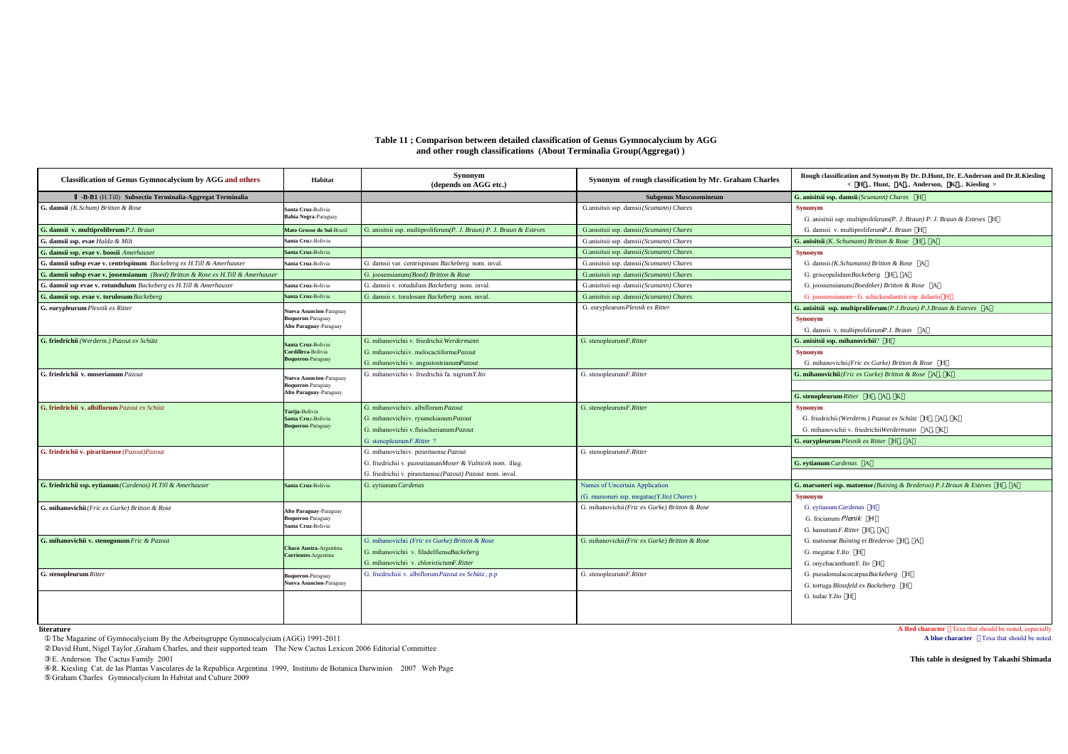**Table 11 ; Comparison between detailed classification of Genus Gymnocalycium by AGG and other rough classifications (About Terminalia Group(Aggregat) )**

| Classification of Genus Gymnocalycium by AGG and others | Habitat | Synonym (depends on AGG etc.) | Synonym of rough classification by Mr. Graham Charles | Rough classification and Synonym By Dr. D.Hunt, Dr. E.Anderson and Dr.R.Kiesling < 【H】, Hunt, 【A】, Anderson, 【K】, Kiesling > |
|---|---|---|---|---|
| **Ⅱ -B-B1** (H.Till) **Subsectio Terminalia-Aggregat Terminalia** | | | **Subgenus Muscosemineum** | **G. anisitsii ssp. damsii** *(Scumann) Chares* 【H】 |
| **G. damsii** *(K.Schum) Britton & Rose* | Santa Cruz-Bolivia<br>Bahia Negra-Paraguay | | G.anisitsii ssp. damsii *(Scumann) Chares* | **Synonym**<br>G. anisitsii ssp. multiproliferum*(P. J. Braun) P. J. Braun & Esteves* 【H】 |
| **G. damsii v. multiproliferum** *P.J. Braun* | Mato Grosso do Sul-Brazil | G. anisitsii ssp. multiproliferum*(P. J. Braun) P. J. Braun & Esteves* | G.anisitsii ssp. damsii *(Scumann) Chares* | G. damsii v. multiproliferum*P.J. Braun* 【H】 |
| **G. damsii ssp. evae** *Halda & Milt* | Santa Cruz-Bolivia | | G.anisitsii ssp. damsii *(Scumann) Chares* | **G. anisitsii** *(K. Schumann) Britton & Rose* 【H】, 【A】 |
| **G. damsii ssp. evae v. boosii** *Amerhauser* | Santa Cruz-Bolivia | | G.anisitsii ssp. damsii *(Scumann) Chares* | **Synonym** |
| **G. damsii subsp evae v. centrispinum** *Backeberg ex H.Till & Amerhauser* | Santa Cruz-Bolivia | G. damsii var. centrispinum *Backeberg* nom. inval. | G.anisitsii ssp. damsii *(Scumann) Chares* | G. damsii *(K.Schumann) Britton & Rose* 【A】 |
| **G. damsii subsp evae v. jossensianum** *(Boed) Britton & Rose ex H.Till & Amerhauser* | | G. joosensianum*(Boed) Britton & Rose* | G.anisitsii ssp. damsii *(Scumann) Chares* | G. griseopalidum*Backeberg* 【H】, 【A】 |
| **G. damsii ssp evae v. rotundulum** *Backeberg ex H.Till & Amerhauser* | Santa Cruz-Bolivia | G. damsii v. rotudulum *Backeberg* nom. inval. | G.anisitsii ssp. damsii *(Scumann) Chares* | G. joossensianum*(Boedeker) Britton & Rose* 【A】 |
| **G. damsii ssp. evae v. torulosum** *Backeberg* | Santa Cruz-Bolivia | G. damsii v. torulosum *Backeberg* nom. inval. | G.anisitsii ssp. damsii *(Scumann) Chares* | G. joossensianum= G. schickendantzii ssp. delaetii【H】 |
| **G. eurypleurum** *Plesnik ex Ritter* | Nueva Asuncion-Paraguay<br>Boqueron-Paraguay<br>Alto Paraguay-Paraguay | | G. eurypleurum*Plesnik ex Ritter* | **G. anisitsii ssp. multiproliferum** *(P.J.Braun) P.J.Braun & Esteves* 【A】<br>**Synonym**<br>G. damsii v. multiproliferum*P.J. Braun* 【A】 |
| **G. friedrichii** *(Werderm.) Pazout ex Schütz* | Santa Cruz-Bolivia<br>Cordillera-Bolivia<br>Boqueron-Paraguay | G. mihanovichii v. friedrichii *Werdermann*<br>G. mihanovichiiv. melocactiforme*Pazout*<br>G. mihanovichii v. angustostrianum*Pazout* | G. stenopleurum*F.Ritter* | **G. anisitsii ssp. mihanovichii**? 【H】<br>**Synonym**<br>G. mihanovichii*(Fric ex Gurke) Britton & Rose* 【H】 |
| **G. friedrichii v. moserianum** *Pazout* | Nueva Asuncion-Paraguay<br>Boqueron-Paraguay<br>Alto Paraguay-Paraguay | G. mihanovichii v. friedrichii fa. nigrum*Y.Ito* | G. stenopleurum*F.Ritter* | **G. mihanovichii** *(Fric ex Gurke) Britton & Rose* 【A】, 【K】<br><br>**G. stenopleurum** *Ritter* 【H】, 【A】, 【K】 |
| **G. friedrichii v. albiflorum** *Pazout ex Schütz* | Tarija-Bolivia<br>Santa Cruz-Bolivia<br>Boqueron-Paraguay | G. mihanovichiiv. albiflorum*Pazout*<br>G. mihanovichiiv. rysanekianum*Pazout*<br>G. mihanovichii v.fleischerianum*Pazout*<br>G. stenopleurum*F.Ritter* ? | G. stenopleurum*F.Ritter* | **Synonym**<br>G. friedrichii *(Werderm.) Pazout ex Schütz* 【H】, 【A】, 【K】<br>G. mihanovichii v. friedrichii*Werdermann* 【A】, 【K】<br>**G. eurypleurum** *Plesnik ex Ritter* 【H】, 【A】 |
| **G. friedrichii v. piraritaense** *(Pazout)Pazout* | | G. mihanovichiiv. piraritaense *Pazout*<br>G. friedrichii v. pazoutianum*Moser & Valnicek nom. illeg.*<br>G. friedrichii v. piraretaense*(Pazout) Pazout* nom. inval. | G. stenopleurum*F.Ritter* | <br>**G. eytianum** *Cardenas* 【A】 |
| **G. friedrichii ssp. eytianum** *(Cardenas) H.Till & Amerhauser* | Santa Cruz-Bolivia | G. eytianum*Cardenas* | Names of Uncertain Application<br>(G. marsoneri ssp. megatae*(Y.Ito) Chares* ) | **G. marsoneri ssp. matoense** *(Buining & Brederoo) P.J.Braun & Esteves* 【H】, 【A】<br>**Synonym** |
| **G. mihanovichii** *(Fric ex Gurke) Britton & Rose* | Alto Paraguay-Paraguay<br>Boqueron-Paraguay<br>Santa Cruz-Bolivia | | G. mihanovichii*(Fric ex Gurke) Britton & Rose* | G. eytianum*Cardenas* 【H】<br>G. fricianum *Plenik* 【H】<br>G. hamatum*F.Ritter* 【H】, 【A】 |
| **G. mihanovichii v. stenogonum** *Fric & Pazout* | Chaco Austra-Argentina<br>Corrientes-Argentina | G. mihanovichii *(Fric ex Gurke) Britton & Rose*<br>G. mihanovichii v. filadelfiense*Backeberg*<br>G. mihanovichii v. chloristictum*F.Ritter* | G. mihanovichii*(Fric ex Gurke) Britton & Rose* | G. matoense *Buining et Brederoo* 【H】, 【A】<br>G. megatae *Y.Ito* 【H】<br>G. onychacanthum*Y. Ito* 【H】 |
| **G. stenopleurum** *Ritter* | Boqueron-Paraguay<br>Nueva Asuncion-Paraguay | G. friedrichiii v. albiflorum*Pazout ex Schütz* , p.p | G. stenopleurum*F.Ritter* | G. pseudomalacocarpus*Backeberg* 【H】<br>G. tortuga *Blossfeld ex Backeberg* 【H】<br>G. tudae *Y.Ito* 【H】 |

**literature**

① The Magazine of Gymnocalycium By the Arbeitsgruppe Gymnocalycium (AGG) 1991-2011
② David Hunt, Nigel Taylor ,Graham Charles, and their supported team The New Cactus Lexicon 2006 Editorial Committee
③ E. Anderson The Cactus Family 2001
④ R. Kiesling Cat. de las Plantas Vasculares de la Republica Argentina 1999, Instituto de Botanica Darwinion 2007 Web Page
⑤ Graham Charles Gymnocalycium In Habitat and Culture 2009

**A Red character** ：Texa that should be noted, especially.
**A blue character** ：Texa that should be noted.

**This table is designed by Takashi Shimada**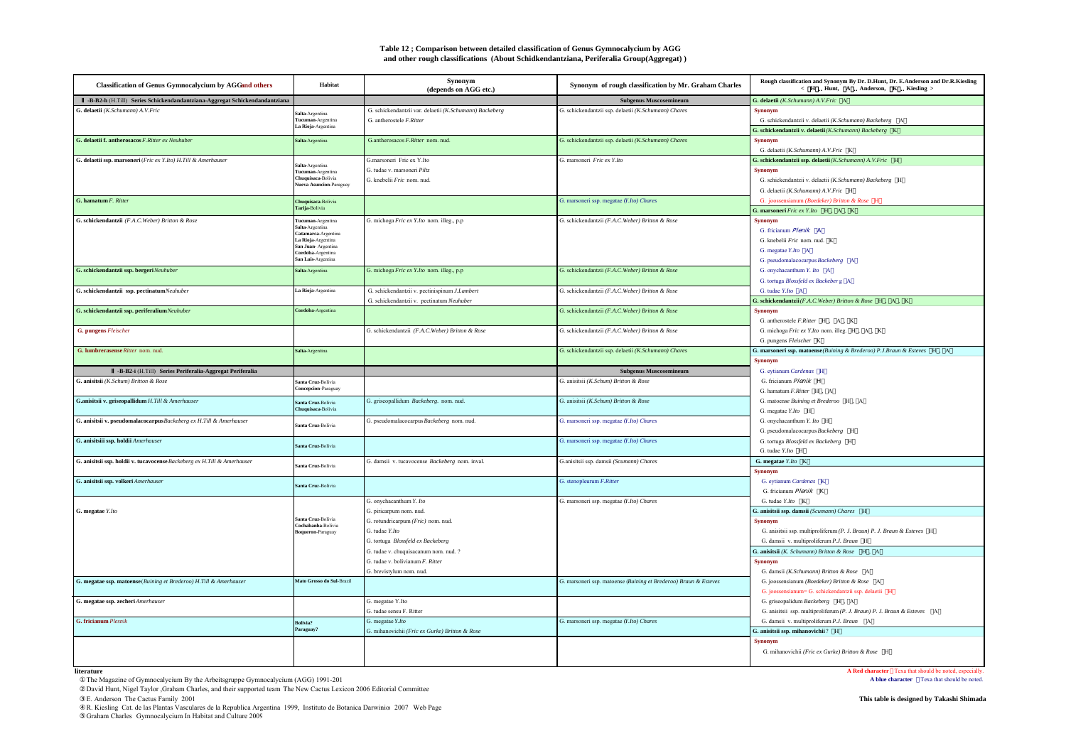**Table 12 ; Comparison between detailed classification of Genus Gymnocalycium by AGG and other rough classifications (About Schidkendantziana, Periferalia Group(Aggregat) )**

| Classification of Genus Gymnocalycium by AGG and others | Habitat | Synonym (depends on AGG etc.) | Synonym of rough classification by Mr. Graham Charles |
|---|---|---|---|
| **Ⅱ-B-B2-h** (H.Till) **Series Schickendandantziana-Aggregat Schickendandantziana** | | | **Subgenus Muscosemineum** |
| **G. delaetii** *(K.Schumann) A.V.Fric* | **Salta**-Argentina<br>**Tucuman**-Argentina<br>**La Rioja**-Argentina | G. schickendantzii var. delaetii *(K.Schumann) Backeberg*<br>G. antherostele *F.Ritter* | G. schickendantzii ssp. delaetii *(K.Schumann) Chares* |
| **G. delaetii f. antherosacos** *F.Ritter ex Neuhuber* | **Salta**-Argentina | G.antherosacos *F.Ritter* nom. nud. | G. schickendantzii ssp. delaetii *(K.Schumann) Chares* |
| **G. delaetii ssp. marsoneri** *(Fric ex Y.Ito) H.Till & Amerhauser* | **Salta**-Argentina<br>**Tucuman**-Argentina<br>**Chuquisaca**-Bolivia<br>**Nueva Asuncion**-Paraguay | G.marsoneri Fric ex Y.Ito<br>G. tudae v. marsoneri *Piltz*<br>G. knebelii *Fric* nom. nud. | G. marsoneri *Fric ex Y.Ito* |
| **G. hamatum** *F. Ritter* | **Chuquisaca**-Bolivia<br>**Tarija**-Bolivia | | G. marsoneri ssp. megatae *(Y.Ito) Chares* |
| **G. schickendantzii** *(F.A.C.Weber) Britton & Rose* | **Tucuman**-Argentina<br>**Salta**-Argentina<br>**Catamarca**-Argentina<br>**La Rioja**-Argentina<br>**San Juan**- Argentina<br>**Cordoba**-Argentina<br>**San Luis**-Argentina | G. michoga *Fric ex Y.Ito* nom. illeg., p.p | G. schickendantzii *(F.A.C.Weber) Britton & Rose* |
| **G. schickendantzii ssp. bergeri** *Neuhuber* | **Salta**-Argentina | G. michoga *Fric ex Y.Ito* nom. illeg., p.p | G. schickendantzii *(F.A.C.Weber) Britton & Rose* |
| **G. schickendantzii ssp. pectinatum** *Neuhuber* | **La Rioja**-Argentina | G. schickendantzii v. pectinispinum *J.Lambert*<br>G. schickendantzii v. pectinatum *Neuhuber* | G. schickendantzii *(F.A.C.Weber) Britton & Rose* |
| **G. schickendantzii ssp. periferalium** *Neuhuber* | **Cordoba**-Argentina | | G. schickendantzii *(F.A.C.Weber) Britton & Rose* |
| **G. pungens** *Fleischer* | | G. schickendantzii *(F.A.C.Weber) Britton & Rose* | G. schickendantzii *(F.A.C.Weber) Britton & Rose* |
| **G. lumbrerasense** *Ritter* nom. nud. | **Salta**-Argentina | | G. schickendantzii ssp. delaetii *(K.Schumann) Chares* |
| **Ⅱ-B-B2-i** (H.Till) **Series Periferalia-Aggregat Periferalia** | | | **Subgenus Muscosemineum** |
| **G. anisitsii** *(K.Schum) Britton & Rose* | **Santa Cruz**-Bolivia<br>**Concepcion**-Paraguay | | G. anisitsii *(K.Schum) Britton & Rose* |
| **G.anisitsii v. griseopallidum** *H.Till & Amerhauser* | **Santa Cruz**-Bolivia<br>**Chuquisaca**-Bolivia | G. griseopallidum *Backeberg.* nom. nud. | G. anisitsii *(K.Schum) Britton & Rose* |
| **G. anisitsii v. pseudomalacocarpus** *Backeberg ex H.Till & Amerhauser* | **Santa Cruz**-Bolivia | G. pseudomalacocarpus *Backeberg* nom. nud. | G. marsoneri ssp. megatae *(Y.Ito) Chares* |
| **G. anisitsiii ssp. holdii** *Amerhauser* | **Santa Cruz**-Bolivia | | G. marsoneri ssp. megatae *(Y.Ito) Chares* |
| **G. anisitsii ssp. holdii v. tucavocense** *Backeberg ex H.Till & Amerhauser* | **Santa Cruz**-Bolivia | G. damsii v. tucavocense *Backeberg* nom. inval. | G.anisitsii ssp. damsii *(Scumann) Chares* |
| **G. anisitsii ssp. volkeri** *Amerhauser* | **Santa Cruz**-Bolivia | | G. stenopleurum *F.Ritter* |
| **G. megatae** *Y.Ito* | **Santa Cruz**-Bolivia<br>**Cochabamba**-Bolivia<br>**Boqueron**-Paraguay | G. onychacanthum *Y. Ito*<br>G. piricarpum nom. nud.<br>G. rotundricarpum *(Fric)* nom. nud.<br>G. tudae *Y.Ito*<br>G. tortuga *Blossfeld ex Backeberg*<br>G. tudae v. chuquisacanum nom. nud. ?<br>G. tudae v. bolivianum *F. Ritter*<br>G. brevistylum nom. nud. | G. marsoneri ssp. megatae *(Y.Ito) Chares* |
| **G. megatae ssp. matoense** *(Buining et Brederoo) H.Till & Amerhauser* | **Mato Grosso do Sul**-Brazil | | G. marsoneri ssp. matoense *(Buining et Brederoo) Braun & Esteves* |
| **G. megatae ssp. zecheri** *Amerhauser* | | G. megatae Y.Ito<br>G. tudae sensu F. Ritter | |
| **G. fricianum** *Plesnik* | **Bolivia?**<br>**Paraguay?** | G. megatae *Y.Ito*<br>G. mihanovichii *(Fric ex Gurke) Britton & Rose* | G. marsoneri ssp. megatae *(Y.Ito) Chares* |

**Rough classification and Synonym By Dr. D.Hunt, Dr. E.Anderson and Dr.R.Kiesling**
< 〔H〕. Hunt, 〔A〕. Anderson, 〔K〕. Kiesling >

**G. delaetii** *(K.Schumann) A.V.Fric* 〔A〕
- **Synonym**
  - G. schickendantzii v. delaetii *(K.Schumann) Backeberg* 〔A〕

**G. schickendantzii v. delaetii** *(K.Schumann) Backeberg* 〔K〕
- **Synonym**
  - G. delaetii *(K.Schumann) A.V.Fric* 〔K〕

**G. schickendantzii ssp. delaetii** *(K.Schumann) A.V.Fric* 〔H〕
- **Synonym**
  - G. schickendantzii v. delaetii *(K.Schumann) Backeberg* 〔H〕
  - G. delaetii *(K.Schumann) A.V.Fric* 〔H〕
  - G. joossensianum *(Boedeker) Britton & Rose* 〔H〕

**G. marsoneri** *Fric ex Y.Ito* 〔H〕, 〔A〕, 〔K〕
- **Synonym**
  - G. fricianum *Plešnik* 〔A〕
  - G. knebelii *Fric* nom. nud. 〔K〕
  - G. megatae *Y.Ito* 〔A〕
  - G. pseudomalacocarpus *Backeberg* 〔A〕
  - G. onychacanthum *Y. Ito* 〔A〕
  - G. tortuga *Blossfeld ex Backeber g* 〔A〕
  - G. tudae *Y.Ito* 〔A〕

**G. schickendantzii** *(F.A.C.Weber) Britton & Rose* 〔H〕, 〔A〕, 〔K〕
- **Synonym**
  - G. antherostele *F.Ritter* 〔H〕, 〔A〕, 〔K〕
  - G. michoga *Fric ex Y.Ito* nom. illeg. 〔H〕, 〔A〕, 〔K〕
  - G. pungens *Fleischer* 〔K〕

**G. marsoneri ssp. matoense** *(Buining & Brederoo) P.J.Braun & Esteves* 〔H〕, 〔A〕
- **Synonym**
  - G. eytianum *Cardenas* 〔H〕
  - G. fricianum *Plešnik* 〔H〕
  - G. hamatum *F.Ritter* 〔H〕, 〔A〕
  - G. matoense *Buining et Brederoo* 〔H〕, 〔A〕
  - G. megatae *Y.Ito* 〔H〕
  - G. onychacanthum *Y. Ito* 〔H〕
  - G. pseudomalacocarpus *Backeberg* 〔H〕
  - G. tortuga *Blossfeld ex Backeberg* 〔H〕
  - G. tudae *Y.Ito* 〔H〕

**G. megatae** *Y.Ito* 〔K〕
- **Synonym**
  - G. eytianum *Cardenas* 〔K〕
  - G. fricianum *Plešnik* 〔K〕
  - G. tudae *Y.Ito* 〔K〕

**G. anisitsii ssp. damsii** *(Scumann) Chares* 〔H〕
- **Synonym**
  - G. anisitsii ssp. multiproliferum *(P. J. Braun) P. J. Braun & Esteves* 〔H〕
  - G. damsii v. multiproliferum *P.J. Braun* 〔H〕

**G. anisitsii** *(K. Schumann) Britton & Rose* 〔H〕, 〔A〕
- **Synonym**
  - G. damsii *(K.Schumann) Britton & Rose* 〔A〕
  - G. joossensianum *(Boedeker) Britton & Rose* 〔A〕
  - G. joossensianum= G. schickendantzii ssp. delaetii 〔H〕
  - G. griseopalidum *Backeberg* 〔H〕, 〔A〕
  - G. anisitsii ssp. multiproliferum *(P. J. Braun) P. J. Braun & Esteves* 〔A〕
  - G. damsii v. multiproliferum *P.J. Braun* 〔A〕

**G. anisitsii ssp. mihanovichii** ? 〔H〕
- **Synonym**
  - G. mihanovichii *(Fric ex Gurke) Britton & Rose* 〔H〕

**literature**

① The Magazine of Gymnocalycium By the Arbeitsgruppe Gymnocalycium (AGG) 1991-201
② David Hunt, Nigel Taylor ,Graham Charles, and their supported team The New Cactus Lexicon 2006 Editorial Committee
③ E. Anderson The Cactus Family 2001
④ R. Kiesling Cat. de las Plantas Vasculares de la Republica Argentina 1999, Instituto de Botanica Darwinio 2007 Web Page
⑤ Graham Charles Gymnocalycium In Habitat and Culture 2009

A Red character：Texa that should be noted, especially.
A blue character：Texa that should be noted.

**This table is designed by Takashi Shimada**